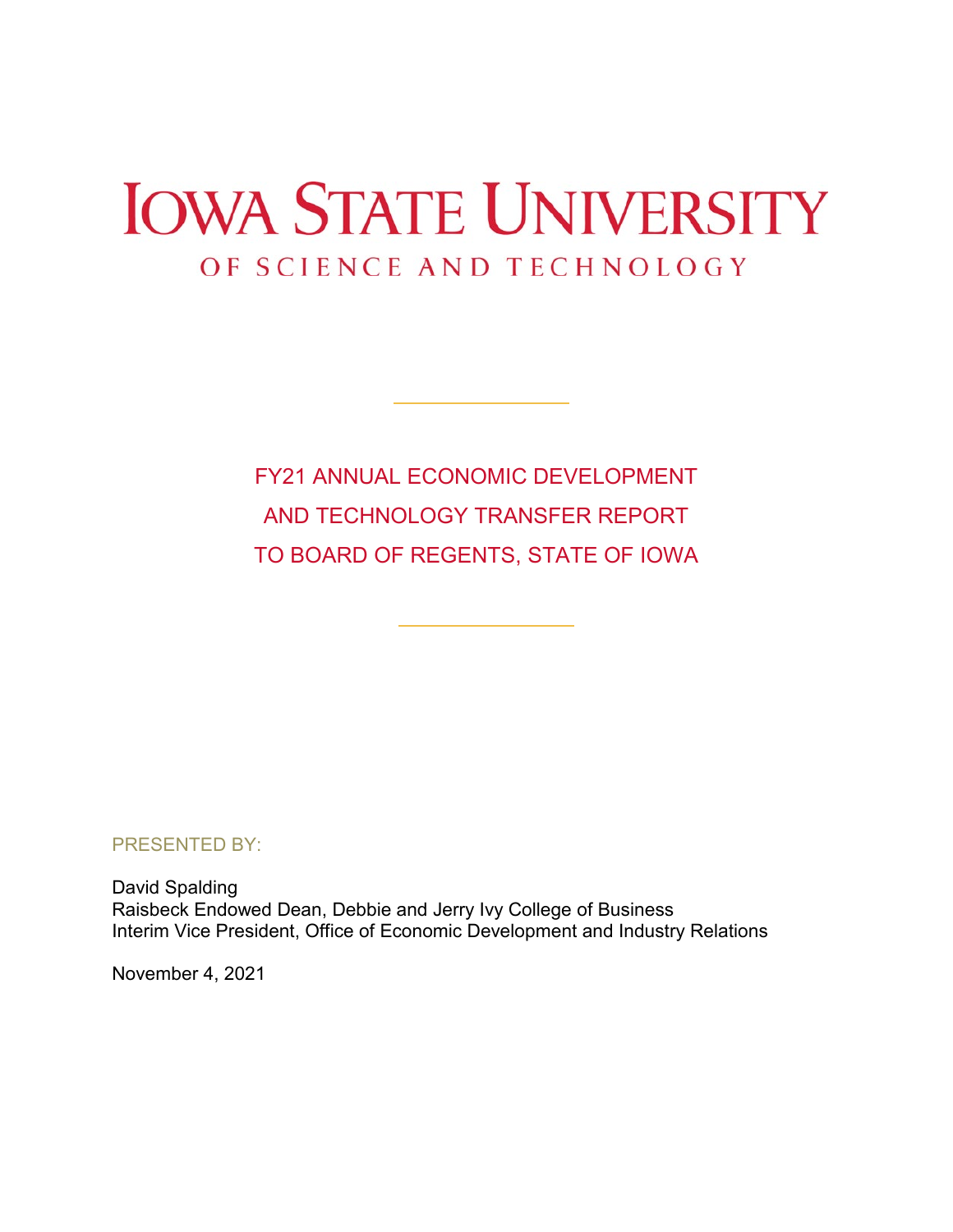# IOWA STATE UNIVERSITY

OF SCIENCE AND TECHNOLOGY

## FY21 ANNUAL ECONOMIC DEVELOPMENT AND TECHNOLOGY TRANSFER REPORT TO BOARD OF REGENTS, STATE OF IOWA

PRESENTED BY:

David Spalding
Raisbeck Endowed Dean, Debbie and Jerry Ivy College of Business
Interim Vice President, Office of Economic Development and Industry Relations

November 4, 2021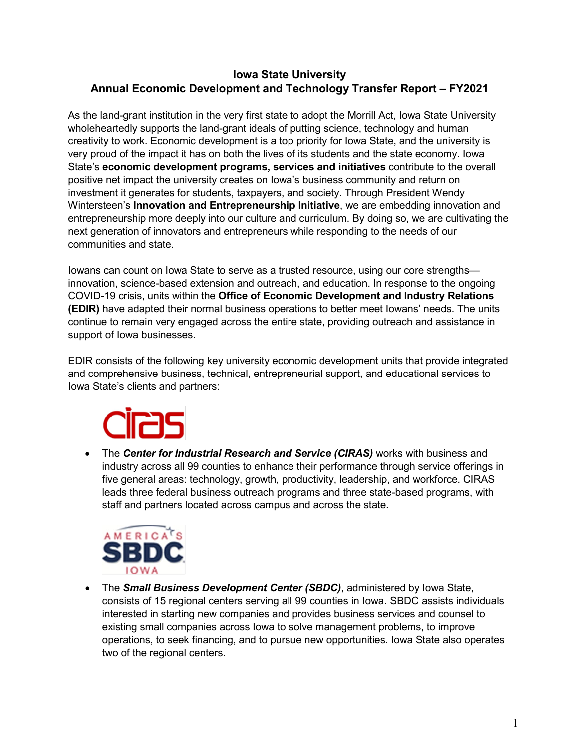# Iowa State University
## Annual Economic Development and Technology Transfer Report – FY2021

As the land-grant institution in the very first state to adopt the Morrill Act, Iowa State University wholeheartedly supports the land-grant ideals of putting science, technology and human creativity to work. Economic development is a top priority for Iowa State, and the university is very proud of the impact it has on both the lives of its students and the state economy. Iowa State's **economic development programs, services and initiatives** contribute to the overall positive net impact the university creates on Iowa's business community and return on investment it generates for students, taxpayers, and society. Through President Wendy Wintersteen's **Innovation and Entrepreneurship Initiative**, we are embedding innovation and entrepreneurship more deeply into our culture and curriculum. By doing so, we are cultivating the next generation of innovators and entrepreneurs while responding to the needs of our communities and state.

Iowans can count on Iowa State to serve as a trusted resource, using our core strengths—innovation, science-based extension and outreach, and education. In response to the ongoing COVID-19 crisis, units within the **Office of Economic Development and Industry Relations (EDIR)** have adapted their normal business operations to better meet Iowans' needs. The units continue to remain very engaged across the entire state, providing outreach and assistance in support of Iowa businesses.

EDIR consists of the following key university economic development units that provide integrated and comprehensive business, technical, entrepreneurial support, and educational services to Iowa State's clients and partners:

- The ***Center for Industrial Research and Service (CIRAS)*** works with business and industry across all 99 counties to enhance their performance through service offerings in five general areas: technology, growth, productivity, leadership, and workforce. CIRAS leads three federal business outreach programs and three state-based programs, with staff and partners located across campus and across the state.

- The ***Small Business Development Center (SBDC)***, administered by Iowa State, consists of 15 regional centers serving all 99 counties in Iowa. SBDC assists individuals interested in starting new companies and provides business services and counsel to existing small companies across Iowa to solve management problems, to improve operations, to seek financing, and to pursue new opportunities. Iowa State also operates two of the regional centers.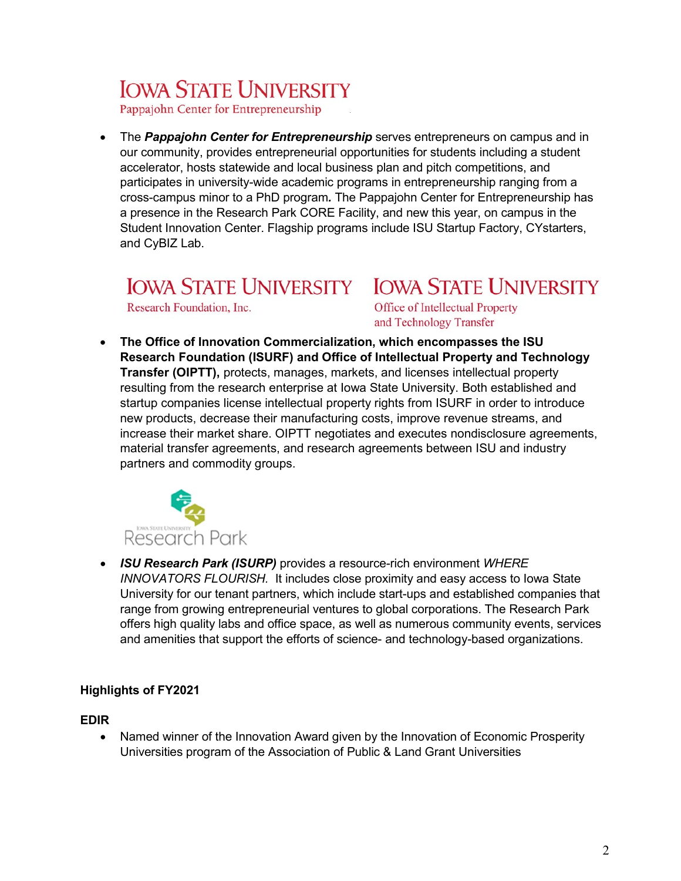IOWA STATE UNIVERSITY
Pappajohn Center for Entrepreneurship

- The ***Pappajohn Center for Entrepreneurship*** serves entrepreneurs on campus and in our community, provides entrepreneurial opportunities for students including a student accelerator, hosts statewide and local business plan and pitch competitions, and participates in university-wide academic programs in entrepreneurship ranging from a cross-campus minor to a PhD program. The Pappajohn Center for Entrepreneurship has a presence in the Research Park CORE Facility, and new this year, on campus in the Student Innovation Center. Flagship programs include ISU Startup Factory, CYstarters, and CyBIZ Lab.

IOWA STATE UNIVERSITY
Research Foundation, Inc.

IOWA STATE UNIVERSITY
Office of Intellectual Property and Technology Transfer

- **The Office of Innovation Commercialization, which encompasses the ISU Research Foundation (ISURF) and Office of Intellectual Property and Technology Transfer (OIPTT),** protects, manages, markets, and licenses intellectual property resulting from the research enterprise at Iowa State University. Both established and startup companies license intellectual property rights from ISURF in order to introduce new products, decrease their manufacturing costs, improve revenue streams, and increase their market share. OIPTT negotiates and executes nondisclosure agreements, material transfer agreements, and research agreements between ISU and industry partners and commodity groups.

Iowa State University
Research Park

- ***ISU Research Park (ISURP)*** provides a resource-rich environment *WHERE INNOVATORS FLOURISH.* It includes close proximity and easy access to Iowa State University for our tenant partners, which include start-ups and established companies that range from growing entrepreneurial ventures to global corporations. The Research Park offers high quality labs and office space, as well as numerous community events, services and amenities that support the efforts of science- and technology-based organizations.

**Highlights of FY2021**

**EDIR**

- Named winner of the Innovation Award given by the Innovation of Economic Prosperity Universities program of the Association of Public & Land Grant Universities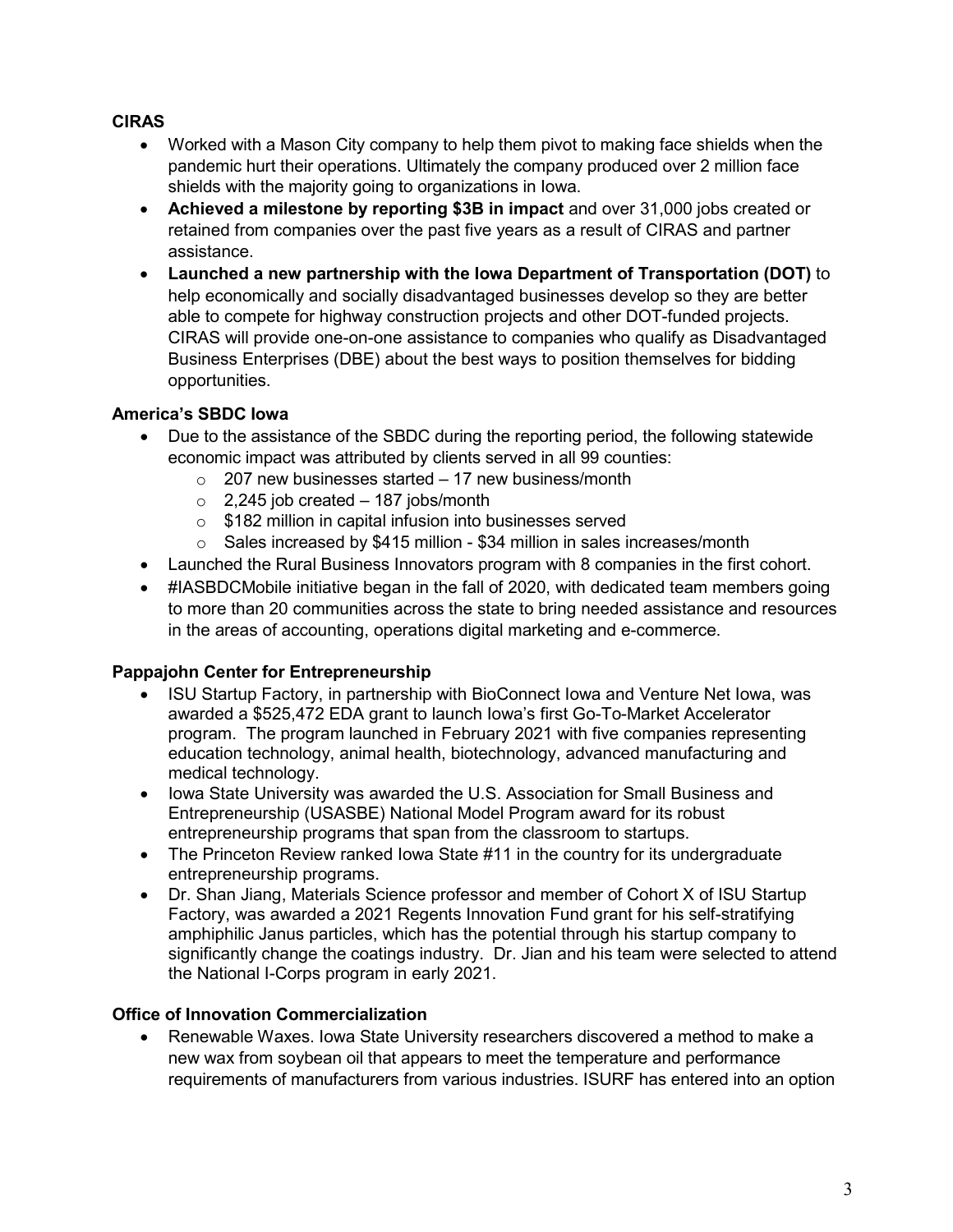**CIRAS**

- Worked with a Mason City company to help them pivot to making face shields when the pandemic hurt their operations. Ultimately the company produced over 2 million face shields with the majority going to organizations in Iowa.
- **Achieved a milestone by reporting $3B in impact** and over 31,000 jobs created or retained from companies over the past five years as a result of CIRAS and partner assistance.
- **Launched a new partnership with the Iowa Department of Transportation (DOT)** to help economically and socially disadvantaged businesses develop so they are better able to compete for highway construction projects and other DOT-funded projects. CIRAS will provide one-on-one assistance to companies who qualify as Disadvantaged Business Enterprises (DBE) about the best ways to position themselves for bidding opportunities.

**America's SBDC Iowa**

- Due to the assistance of the SBDC during the reporting period, the following statewide economic impact was attributed by clients served in all 99 counties:
  - 207 new businesses started – 17 new business/month
  - 2,245 job created – 187 jobs/month
  - $182 million in capital infusion into businesses served
  - Sales increased by $415 million - $34 million in sales increases/month
- Launched the Rural Business Innovators program with 8 companies in the first cohort.
- #IASBDCMobile initiative began in the fall of 2020, with dedicated team members going to more than 20 communities across the state to bring needed assistance and resources in the areas of accounting, operations digital marketing and e-commerce.

**Pappajohn Center for Entrepreneurship**

- ISU Startup Factory, in partnership with BioConnect Iowa and Venture Net Iowa, was awarded a $525,472 EDA grant to launch Iowa's first Go-To-Market Accelerator program. The program launched in February 2021 with five companies representing education technology, animal health, biotechnology, advanced manufacturing and medical technology.
- Iowa State University was awarded the U.S. Association for Small Business and Entrepreneurship (USASBE) National Model Program award for its robust entrepreneurship programs that span from the classroom to startups.
- The Princeton Review ranked Iowa State #11 in the country for its undergraduate entrepreneurship programs.
- Dr. Shan Jiang, Materials Science professor and member of Cohort X of ISU Startup Factory, was awarded a 2021 Regents Innovation Fund grant for his self-stratifying amphiphilic Janus particles, which has the potential through his startup company to significantly change the coatings industry. Dr. Jian and his team were selected to attend the National I-Corps program in early 2021.

**Office of Innovation Commercialization**

- Renewable Waxes. Iowa State University researchers discovered a method to make a new wax from soybean oil that appears to meet the temperature and performance requirements of manufacturers from various industries. ISURF has entered into an option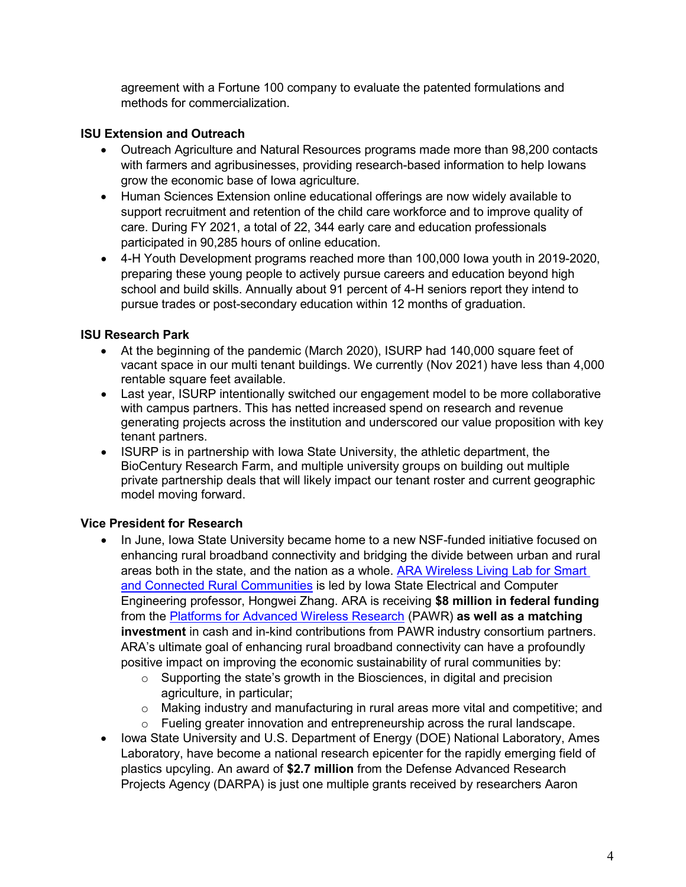agreement with a Fortune 100 company to evaluate the patented formulations and methods for commercialization.

**ISU Extension and Outreach**

- Outreach Agriculture and Natural Resources programs made more than 98,200 contacts with farmers and agribusinesses, providing research-based information to help Iowans grow the economic base of Iowa agriculture.
- Human Sciences Extension online educational offerings are now widely available to support recruitment and retention of the child care workforce and to improve quality of care. During FY 2021, a total of 22, 344 early care and education professionals participated in 90,285 hours of online education.
- 4-H Youth Development programs reached more than 100,000 Iowa youth in 2019-2020, preparing these young people to actively pursue careers and education beyond high school and build skills. Annually about 91 percent of 4-H seniors report they intend to pursue trades or post-secondary education within 12 months of graduation.

**ISU Research Park**

- At the beginning of the pandemic (March 2020), ISURP had 140,000 square feet of vacant space in our multi tenant buildings. We currently (Nov 2021) have less than 4,000 rentable square feet available.
- Last year, ISURP intentionally switched our engagement model to be more collaborative with campus partners. This has netted increased spend on research and revenue generating projects across the institution and underscored our value proposition with key tenant partners.
- ISURP is in partnership with Iowa State University, the athletic department, the BioCentury Research Farm, and multiple university groups on building out multiple private partnership deals that will likely impact our tenant roster and current geographic model moving forward.

**Vice President for Research**

- In June, Iowa State University became home to a new NSF-funded initiative focused on enhancing rural broadband connectivity and bridging the divide between urban and rural areas both in the state, and the nation as a whole. ARA Wireless Living Lab for Smart and Connected Rural Communities is led by Iowa State Electrical and Computer Engineering professor, Hongwei Zhang. ARA is receiving **$8 million in federal funding** from the Platforms for Advanced Wireless Research (PAWR) **as well as a matching investment** in cash and in-kind contributions from PAWR industry consortium partners. ARA's ultimate goal of enhancing rural broadband connectivity can have a profoundly positive impact on improving the economic sustainability of rural communities by:
  - Supporting the state's growth in the Biosciences, in digital and precision agriculture, in particular;
  - Making industry and manufacturing in rural areas more vital and competitive; and
  - Fueling greater innovation and entrepreneurship across the rural landscape.
- Iowa State University and U.S. Department of Energy (DOE) National Laboratory, Ames Laboratory, have become a national research epicenter for the rapidly emerging field of plastics upcyling. An award of **$2.7 million** from the Defense Advanced Research Projects Agency (DARPA) is just one multiple grants received by researchers Aaron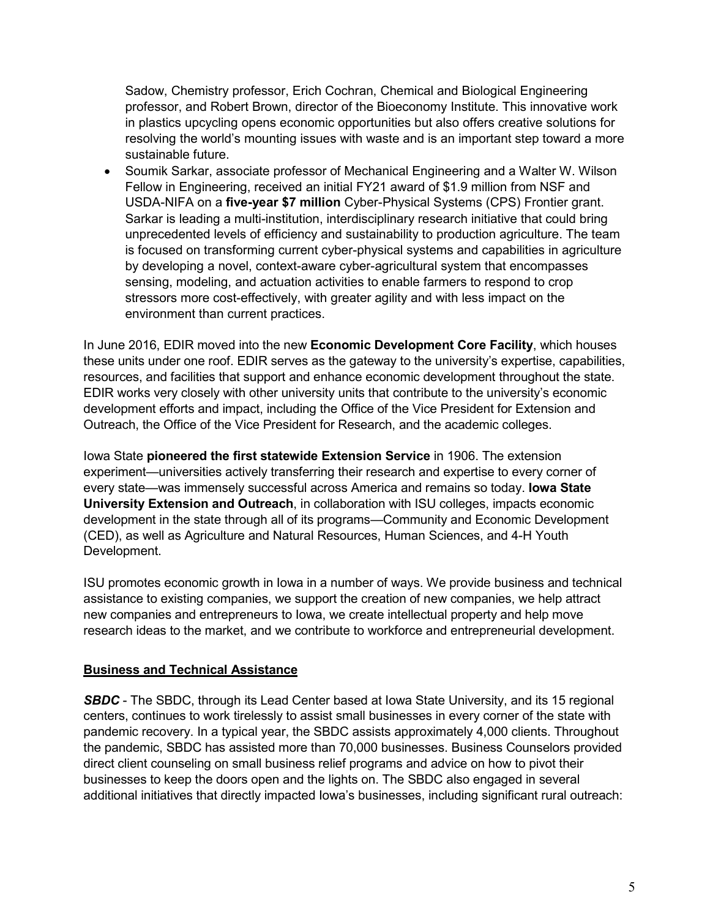Sadow, Chemistry professor, Erich Cochran, Chemical and Biological Engineering professor, and Robert Brown, director of the Bioeconomy Institute. This innovative work in plastics upcycling opens economic opportunities but also offers creative solutions for resolving the world's mounting issues with waste and is an important step toward a more sustainable future.

- Soumik Sarkar, associate professor of Mechanical Engineering and a Walter W. Wilson Fellow in Engineering, received an initial FY21 award of $1.9 million from NSF and USDA-NIFA on a **five-year $7 million** Cyber-Physical Systems (CPS) Frontier grant. Sarkar is leading a multi-institution, interdisciplinary research initiative that could bring unprecedented levels of efficiency and sustainability to production agriculture. The team is focused on transforming current cyber-physical systems and capabilities in agriculture by developing a novel, context-aware cyber-agricultural system that encompasses sensing, modeling, and actuation activities to enable farmers to respond to crop stressors more cost-effectively, with greater agility and with less impact on the environment than current practices.

In June 2016, EDIR moved into the new **Economic Development Core Facility**, which houses these units under one roof. EDIR serves as the gateway to the university's expertise, capabilities, resources, and facilities that support and enhance economic development throughout the state. EDIR works very closely with other university units that contribute to the university's economic development efforts and impact, including the Office of the Vice President for Extension and Outreach, the Office of the Vice President for Research, and the academic colleges.

Iowa State **pioneered the first statewide Extension Service** in 1906. The extension experiment—universities actively transferring their research and expertise to every corner of every state—was immensely successful across America and remains so today. **Iowa State University Extension and Outreach**, in collaboration with ISU colleges, impacts economic development in the state through all of its programs—Community and Economic Development (CED), as well as Agriculture and Natural Resources, Human Sciences, and 4-H Youth Development.

ISU promotes economic growth in Iowa in a number of ways. We provide business and technical assistance to existing companies, we support the creation of new companies, we help attract new companies and entrepreneurs to Iowa, we create intellectual property and help move research ideas to the market, and we contribute to workforce and entrepreneurial development.

## Business and Technical Assistance

***SBDC*** - The SBDC, through its Lead Center based at Iowa State University, and its 15 regional centers, continues to work tirelessly to assist small businesses in every corner of the state with pandemic recovery. In a typical year, the SBDC assists approximately 4,000 clients. Throughout the pandemic, SBDC has assisted more than 70,000 businesses. Business Counselors provided direct client counseling on small business relief programs and advice on how to pivot their businesses to keep the doors open and the lights on. The SBDC also engaged in several additional initiatives that directly impacted Iowa's businesses, including significant rural outreach: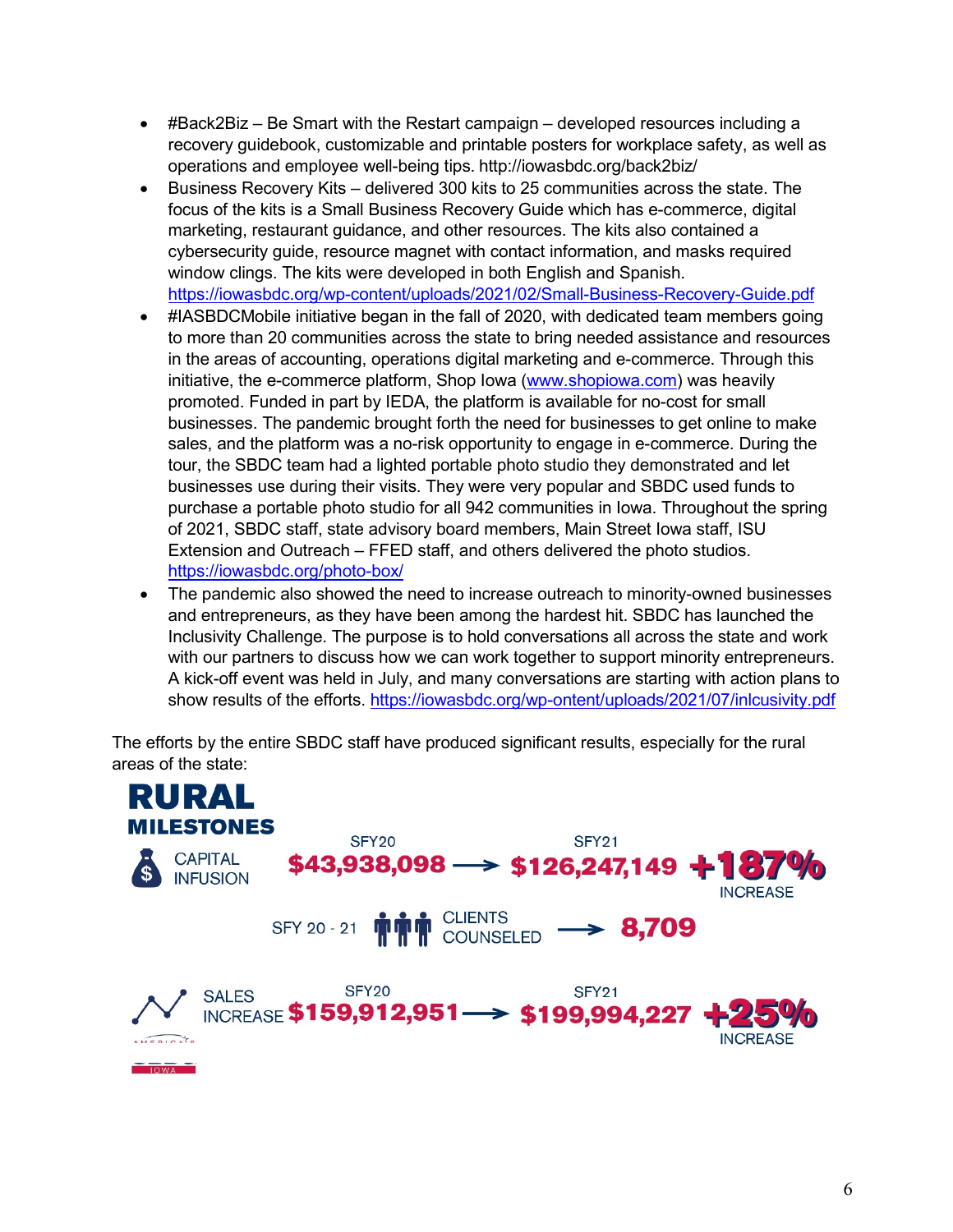- #Back2Biz – Be Smart with the Restart campaign – developed resources including a recovery guidebook, customizable and printable posters for workplace safety, as well as operations and employee well-being tips. http://iowasbdc.org/back2biz/
- Business Recovery Kits – delivered 300 kits to 25 communities across the state. The focus of the kits is a Small Business Recovery Guide which has e-commerce, digital marketing, restaurant guidance, and other resources. The kits also contained a cybersecurity guide, resource magnet with contact information, and masks required window clings. The kits were developed in both English and Spanish. https://iowasbdc.org/wp-content/uploads/2021/02/Small-Business-Recovery-Guide.pdf
- #IASBDCMobile initiative began in the fall of 2020, with dedicated team members going to more than 20 communities across the state to bring needed assistance and resources in the areas of accounting, operations digital marketing and e-commerce. Through this initiative, the e-commerce platform, Shop Iowa (www.shopiowa.com) was heavily promoted. Funded in part by IEDA, the platform is available for no-cost for small businesses. The pandemic brought forth the need for businesses to get online to make sales, and the platform was a no-risk opportunity to engage in e-commerce. During the tour, the SBDC team had a lighted portable photo studio they demonstrated and let businesses use during their visits. They were very popular and SBDC used funds to purchase a portable photo studio for all 942 communities in Iowa. Throughout the spring of 2021, SBDC staff, state advisory board members, Main Street Iowa staff, ISU Extension and Outreach – FFED staff, and others delivered the photo studios. https://iowasbdc.org/photo-box/
- The pandemic also showed the need to increase outreach to minority-owned businesses and entrepreneurs, as they have been among the hardest hit. SBDC has launched the Inclusivity Challenge. The purpose is to hold conversations all across the state and work with our partners to discuss how we can work together to support minority entrepreneurs. A kick-off event was held in July, and many conversations are starting with action plans to show results of the efforts. https://iowasbdc.org/wp-ontent/uploads/2021/07/inlcusivity.pdf

The efforts by the entire SBDC staff have produced significant results, especially for the rural areas of the state:

**RURAL MILESTONES**

CAPITAL INFUSION: SFY20 $43,938,098 → SFY21 $126,247,149 **+187%** INCREASE

SFY 20 - 21 CLIENTS COUNSELED → **8,709**

SALES INCREASE: SFY20 $159,912,951 → SFY21 $199,994,227 **+25%** INCREASE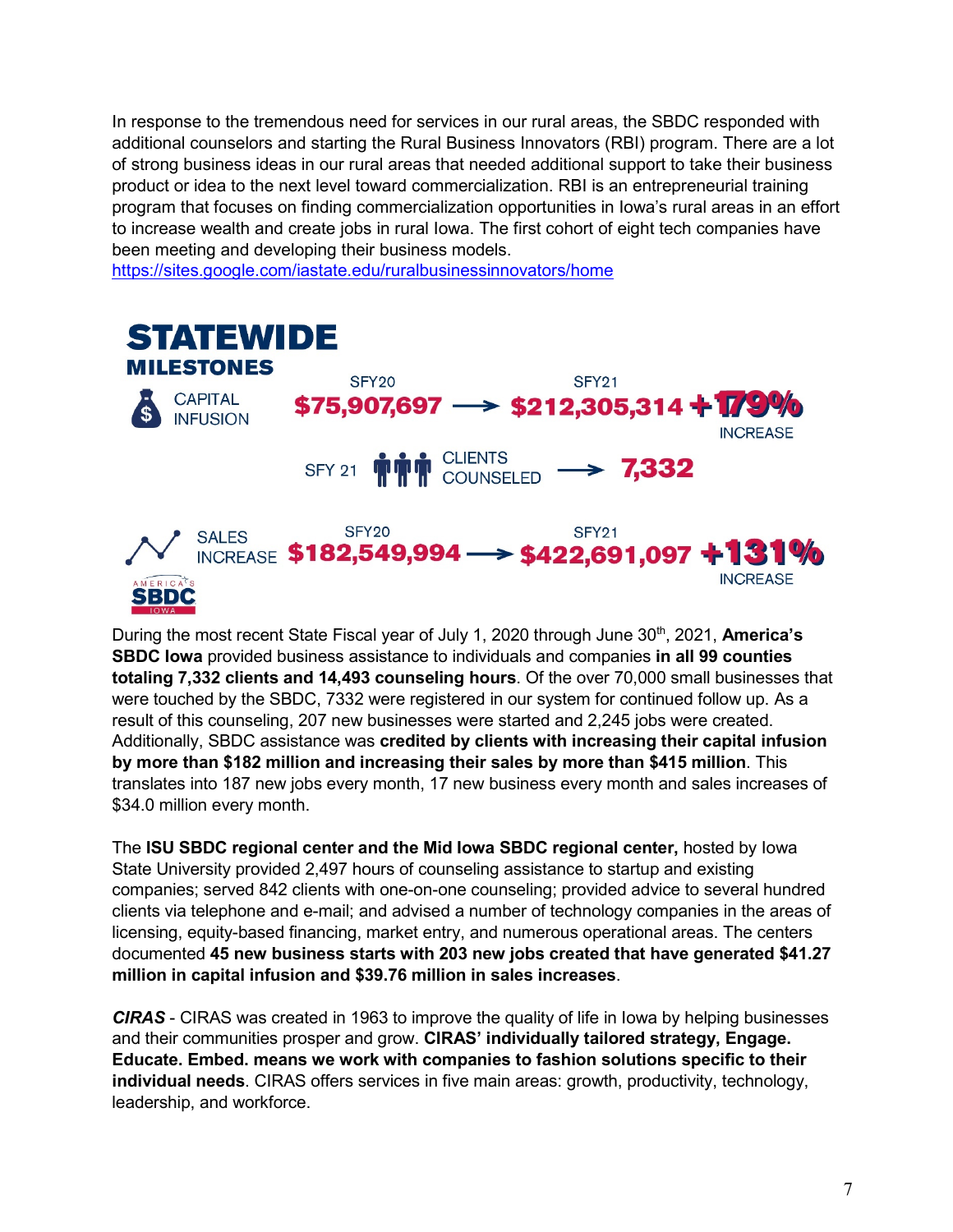In response to the tremendous need for services in our rural areas, the SBDC responded with additional counselors and starting the Rural Business Innovators (RBI) program. There are a lot of strong business ideas in our rural areas that needed additional support to take their business product or idea to the next level toward commercialization. RBI is an entrepreneurial training program that focuses on finding commercialization opportunities in Iowa's rural areas in an effort to increase wealth and create jobs in rural Iowa. The first cohort of eight tech companies have been meeting and developing their business models.
https://sites.google.com/iastate.edu/ruralbusinessinnovators/home

## STATEWIDE MILESTONES

**CAPITAL INFUSION** — SFY20 **$75,907,697** → SFY21 **$212,305,314** **+179%** INCREASE

SFY 21 **CLIENTS COUNSELED** → **7,332**

**SALES INCREASE** — SFY20 **$182,549,994** → SFY21 **$422,691,097** **+131%** INCREASE

AMERICA'S SBDC IOWA

During the most recent State Fiscal year of July 1, 2020 through June 30th, 2021, **America's SBDC Iowa** provided business assistance to individuals and companies **in all 99 counties totaling 7,332 clients and 14,493 counseling hours**. Of the over 70,000 small businesses that were touched by the SBDC, 7332 were registered in our system for continued follow up. As a result of this counseling, 207 new businesses were started and 2,245 jobs were created. Additionally, SBDC assistance was **credited by clients with increasing their capital infusion by more than $182 million and increasing their sales by more than $415 million**. This translates into 187 new jobs every month, 17 new business every month and sales increases of $34.0 million every month.

The **ISU SBDC regional center and the Mid Iowa SBDC regional center,** hosted by Iowa State University provided 2,497 hours of counseling assistance to startup and existing companies; served 842 clients with one-on-one counseling; provided advice to several hundred clients via telephone and e-mail; and advised a number of technology companies in the areas of licensing, equity-based financing, market entry, and numerous operational areas. The centers documented **45 new business starts with 203 new jobs created that have generated $41.27 million in capital infusion and $39.76 million in sales increases**.

***CIRAS*** - CIRAS was created in 1963 to improve the quality of life in Iowa by helping businesses and their communities prosper and grow. **CIRAS' individually tailored strategy, Engage. Educate. Embed. means we work with companies to fashion solutions specific to their individual needs**. CIRAS offers services in five main areas: growth, productivity, technology, leadership, and workforce.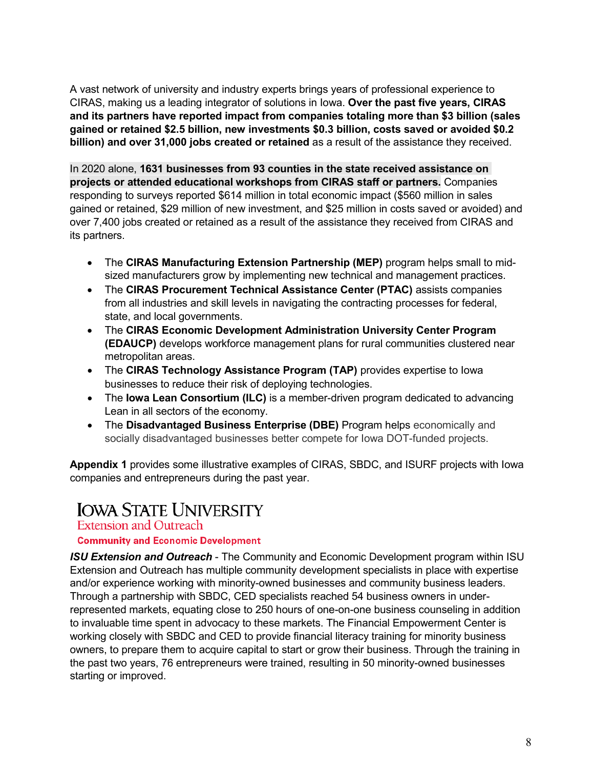A vast network of university and industry experts brings years of professional experience to CIRAS, making us a leading integrator of solutions in Iowa. **Over the past five years, CIRAS and its partners have reported impact from companies totaling more than $3 billion (sales gained or retained $2.5 billion, new investments $0.3 billion, costs saved or avoided $0.2 billion) and over 31,000 jobs created or retained** as a result of the assistance they received.

In 2020 alone, **1631 businesses from 93 counties in the state received assistance on projects or attended educational workshops from CIRAS staff or partners.** Companies responding to surveys reported $614 million in total economic impact ($560 million in sales gained or retained, $29 million of new investment, and $25 million in costs saved or avoided) and over 7,400 jobs created or retained as a result of the assistance they received from CIRAS and its partners.

- The **CIRAS Manufacturing Extension Partnership (MEP)** program helps small to mid-sized manufacturers grow by implementing new technical and management practices.
- The **CIRAS Procurement Technical Assistance Center (PTAC)** assists companies from all industries and skill levels in navigating the contracting processes for federal, state, and local governments.
- The **CIRAS Economic Development Administration University Center Program (EDAUCP)** develops workforce management plans for rural communities clustered near metropolitan areas.
- The **CIRAS Technology Assistance Program (TAP)** provides expertise to Iowa businesses to reduce their risk of deploying technologies.
- The **Iowa Lean Consortium (ILC)** is a member-driven program dedicated to advancing Lean in all sectors of the economy.
- The **Disadvantaged Business Enterprise (DBE)** Program helps economically and socially disadvantaged businesses better compete for Iowa DOT-funded projects.

**Appendix 1** provides some illustrative examples of CIRAS, SBDC, and ISURF projects with Iowa companies and entrepreneurs during the past year.

## IOWA STATE UNIVERSITY
### Extension and Outreach
#### Community and Economic Development

***ISU Extension and Outreach*** - The Community and Economic Development program within ISU Extension and Outreach has multiple community development specialists in place with expertise and/or experience working with minority-owned businesses and community business leaders. Through a partnership with SBDC, CED specialists reached 54 business owners in under-represented markets, equating close to 250 hours of one-on-one business counseling in addition to invaluable time spent in advocacy to these markets. The Financial Empowerment Center is working closely with SBDC and CED to provide financial literacy training for minority business owners, to prepare them to acquire capital to start or grow their business. Through the training in the past two years, 76 entrepreneurs were trained, resulting in 50 minority-owned businesses starting or improved.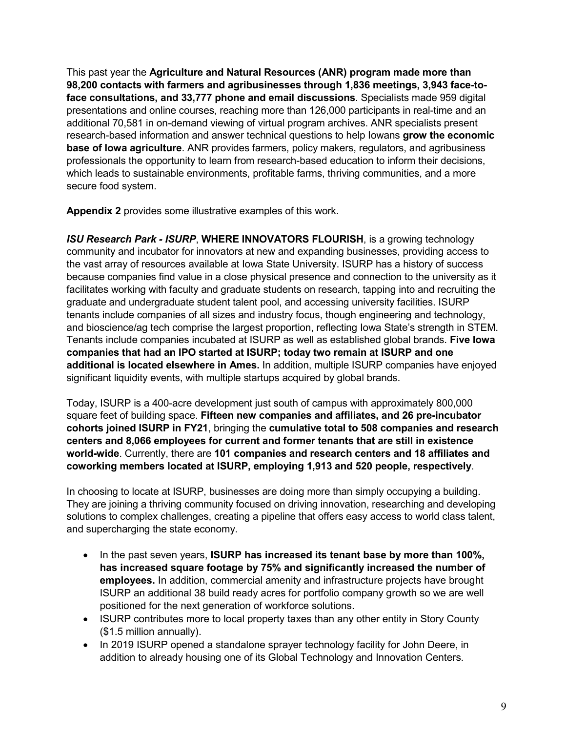This past year the **Agriculture and Natural Resources (ANR) program made more than 98,200 contacts with farmers and agribusinesses through 1,836 meetings, 3,943 face-to-face consultations, and 33,777 phone and email discussions**. Specialists made 959 digital presentations and online courses, reaching more than 126,000 participants in real-time and an additional 70,581 in on-demand viewing of virtual program archives. ANR specialists present research-based information and answer technical questions to help Iowans **grow the economic base of Iowa agriculture**. ANR provides farmers, policy makers, regulators, and agribusiness professionals the opportunity to learn from research-based education to inform their decisions, which leads to sustainable environments, profitable farms, thriving communities, and a more secure food system.

**Appendix 2** provides some illustrative examples of this work.

***ISU Research Park - ISURP***, **WHERE INNOVATORS FLOURISH**, is a growing technology community and incubator for innovators at new and expanding businesses, providing access to the vast array of resources available at Iowa State University. ISURP has a history of success because companies find value in a close physical presence and connection to the university as it facilitates working with faculty and graduate students on research, tapping into and recruiting the graduate and undergraduate student talent pool, and accessing university facilities. ISURP tenants include companies of all sizes and industry focus, though engineering and technology, and bioscience/ag tech comprise the largest proportion, reflecting Iowa State's strength in STEM. Tenants include companies incubated at ISURP as well as established global brands. **Five Iowa companies that had an IPO started at ISURP; today two remain at ISURP and one additional is located elsewhere in Ames.** In addition, multiple ISURP companies have enjoyed significant liquidity events, with multiple startups acquired by global brands.

Today, ISURP is a 400-acre development just south of campus with approximately 800,000 square feet of building space. **Fifteen new companies and affiliates, and 26 pre-incubator cohorts joined ISURP in FY21**, bringing the **cumulative total to 508 companies and research centers and 8,066 employees for current and former tenants that are still in existence world-wide**. Currently, there are **101 companies and research centers and 18 affiliates and coworking members located at ISURP, employing 1,913 and 520 people, respectively**.

In choosing to locate at ISURP, businesses are doing more than simply occupying a building. They are joining a thriving community focused on driving innovation, researching and developing solutions to complex challenges, creating a pipeline that offers easy access to world class talent, and supercharging the state economy.

- In the past seven years, **ISURP has increased its tenant base by more than 100%, has increased square footage by 75% and significantly increased the number of employees.** In addition, commercial amenity and infrastructure projects have brought ISURP an additional 38 build ready acres for portfolio company growth so we are well positioned for the next generation of workforce solutions.
- ISURP contributes more to local property taxes than any other entity in Story County ($1.5 million annually).
- In 2019 ISURP opened a standalone sprayer technology facility for John Deere, in addition to already housing one of its Global Technology and Innovation Centers.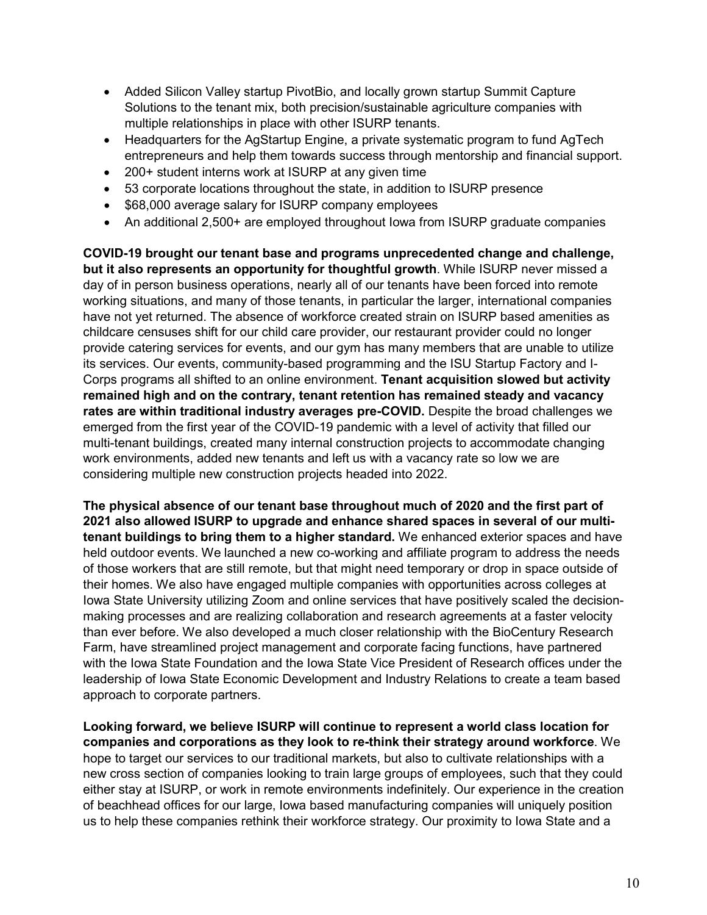- Added Silicon Valley startup PivotBio, and locally grown startup Summit Capture Solutions to the tenant mix, both precision/sustainable agriculture companies with multiple relationships in place with other ISURP tenants.
- Headquarters for the AgStartup Engine, a private systematic program to fund AgTech entrepreneurs and help them towards success through mentorship and financial support.
- 200+ student interns work at ISURP at any given time
- 53 corporate locations throughout the state, in addition to ISURP presence
- $68,000 average salary for ISURP company employees
- An additional 2,500+ are employed throughout Iowa from ISURP graduate companies

**COVID-19 brought our tenant base and programs unprecedented change and challenge, but it also represents an opportunity for thoughtful growth**. While ISURP never missed a day of in person business operations, nearly all of our tenants have been forced into remote working situations, and many of those tenants, in particular the larger, international companies have not yet returned. The absence of workforce created strain on ISURP based amenities as childcare censuses shift for our child care provider, our restaurant provider could no longer provide catering services for events, and our gym has many members that are unable to utilize its services. Our events, community-based programming and the ISU Startup Factory and I-Corps programs all shifted to an online environment. **Tenant acquisition slowed but activity remained high and on the contrary, tenant retention has remained steady and vacancy rates are within traditional industry averages pre-COVID.** Despite the broad challenges we emerged from the first year of the COVID-19 pandemic with a level of activity that filled our multi-tenant buildings, created many internal construction projects to accommodate changing work environments, added new tenants and left us with a vacancy rate so low we are considering multiple new construction projects headed into 2022.

**The physical absence of our tenant base throughout much of 2020 and the first part of 2021 also allowed ISURP to upgrade and enhance shared spaces in several of our multi-tenant buildings to bring them to a higher standard.** We enhanced exterior spaces and have held outdoor events. We launched a new co-working and affiliate program to address the needs of those workers that are still remote, but that might need temporary or drop in space outside of their homes. We also have engaged multiple companies with opportunities across colleges at Iowa State University utilizing Zoom and online services that have positively scaled the decision-making processes and are realizing collaboration and research agreements at a faster velocity than ever before. We also developed a much closer relationship with the BioCentury Research Farm, have streamlined project management and corporate facing functions, have partnered with the Iowa State Foundation and the Iowa State Vice President of Research offices under the leadership of Iowa State Economic Development and Industry Relations to create a team based approach to corporate partners.

**Looking forward, we believe ISURP will continue to represent a world class location for companies and corporations as they look to re-think their strategy around workforce**. We hope to target our services to our traditional markets, but also to cultivate relationships with a new cross section of companies looking to train large groups of employees, such that they could either stay at ISURP, or work in remote environments indefinitely. Our experience in the creation of beachhead offices for our large, Iowa based manufacturing companies will uniquely position us to help these companies rethink their workforce strategy. Our proximity to Iowa State and a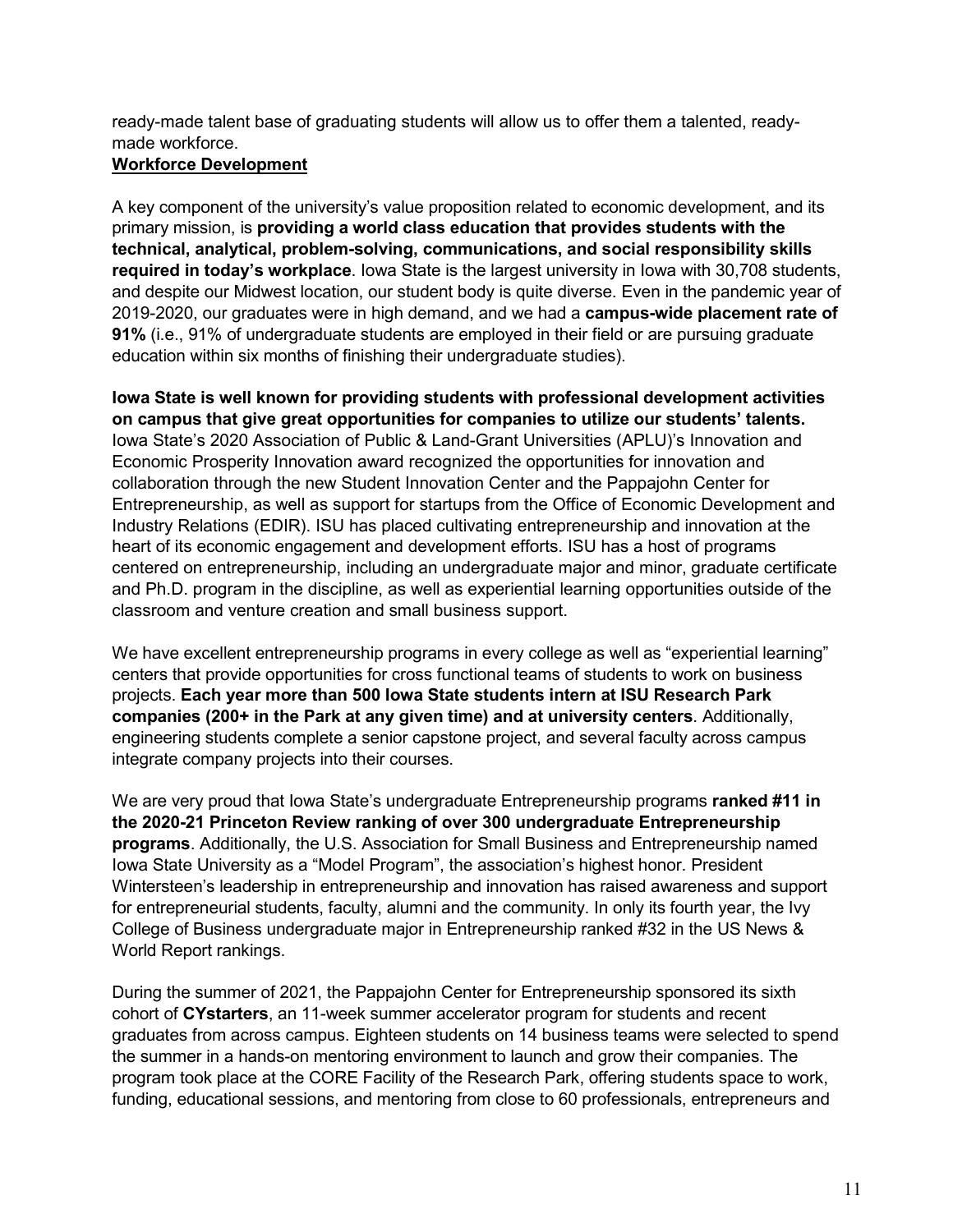ready-made talent base of graduating students will allow us to offer them a talented, ready-made workforce.

**Workforce Development**

A key component of the university's value proposition related to economic development, and its primary mission, is **providing a world class education that provides students with the technical, analytical, problem-solving, communications, and social responsibility skills required in today's workplace**. Iowa State is the largest university in Iowa with 30,708 students, and despite our Midwest location, our student body is quite diverse. Even in the pandemic year of 2019-2020, our graduates were in high demand, and we had a **campus-wide placement rate of 91%** (i.e., 91% of undergraduate students are employed in their field or are pursuing graduate education within six months of finishing their undergraduate studies).

**Iowa State is well known for providing students with professional development activities on campus that give great opportunities for companies to utilize our students' talents.** Iowa State's 2020 Association of Public & Land-Grant Universities (APLU)'s Innovation and Economic Prosperity Innovation award recognized the opportunities for innovation and collaboration through the new Student Innovation Center and the Pappajohn Center for Entrepreneurship, as well as support for startups from the Office of Economic Development and Industry Relations (EDIR). ISU has placed cultivating entrepreneurship and innovation at the heart of its economic engagement and development efforts. ISU has a host of programs centered on entrepreneurship, including an undergraduate major and minor, graduate certificate and Ph.D. program in the discipline, as well as experiential learning opportunities outside of the classroom and venture creation and small business support.

We have excellent entrepreneurship programs in every college as well as "experiential learning" centers that provide opportunities for cross functional teams of students to work on business projects. **Each year more than 500 Iowa State students intern at ISU Research Park companies (200+ in the Park at any given time) and at university centers**. Additionally, engineering students complete a senior capstone project, and several faculty across campus integrate company projects into their courses.

We are very proud that Iowa State's undergraduate Entrepreneurship programs **ranked #11 in the 2020-21 Princeton Review ranking of over 300 undergraduate Entrepreneurship programs**. Additionally, the U.S. Association for Small Business and Entrepreneurship named Iowa State University as a "Model Program", the association's highest honor. President Wintersteen's leadership in entrepreneurship and innovation has raised awareness and support for entrepreneurial students, faculty, alumni and the community. In only its fourth year, the Ivy College of Business undergraduate major in Entrepreneurship ranked #32 in the US News & World Report rankings.

During the summer of 2021, the Pappajohn Center for Entrepreneurship sponsored its sixth cohort of **CYstarters**, an 11-week summer accelerator program for students and recent graduates from across campus. Eighteen students on 14 business teams were selected to spend the summer in a hands-on mentoring environment to launch and grow their companies. The program took place at the CORE Facility of the Research Park, offering students space to work, funding, educational sessions, and mentoring from close to 60 professionals, entrepreneurs and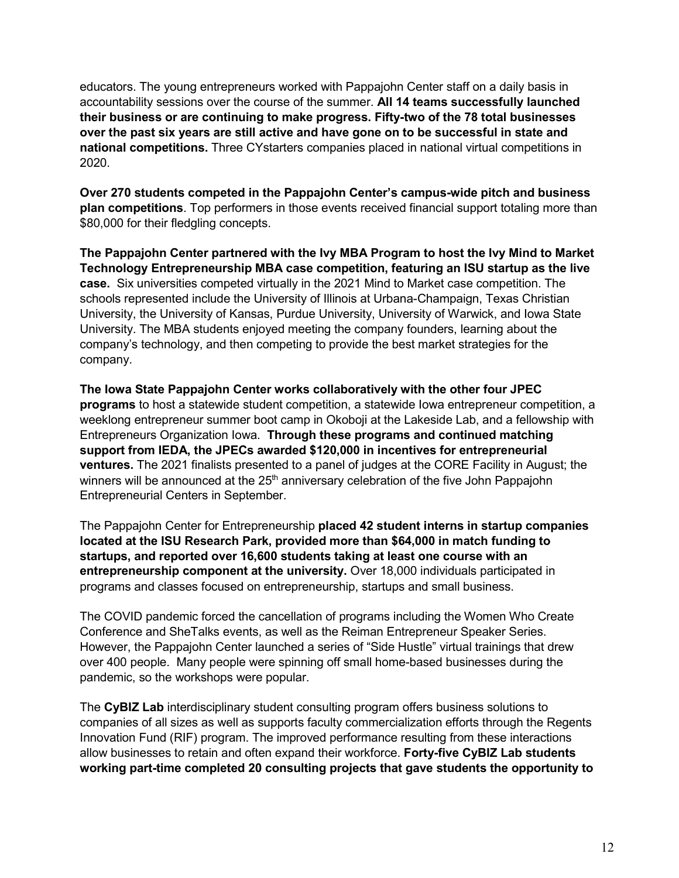educators. The young entrepreneurs worked with Pappajohn Center staff on a daily basis in accountability sessions over the course of the summer. **All 14 teams successfully launched their business or are continuing to make progress. Fifty-two of the 78 total businesses over the past six years are still active and have gone on to be successful in state and national competitions.** Three CYstarters companies placed in national virtual competitions in 2020.

**Over 270 students competed in the Pappajohn Center's campus-wide pitch and business plan competitions**. Top performers in those events received financial support totaling more than $80,000 for their fledgling concepts.

**The Pappajohn Center partnered with the Ivy MBA Program to host the Ivy Mind to Market Technology Entrepreneurship MBA case competition, featuring an ISU startup as the live case.** Six universities competed virtually in the 2021 Mind to Market case competition. The schools represented include the University of Illinois at Urbana-Champaign, Texas Christian University, the University of Kansas, Purdue University, University of Warwick, and Iowa State University. The MBA students enjoyed meeting the company founders, learning about the company's technology, and then competing to provide the best market strategies for the company.

**The Iowa State Pappajohn Center works collaboratively with the other four JPEC programs** to host a statewide student competition, a statewide Iowa entrepreneur competition, a weeklong entrepreneur summer boot camp in Okoboji at the Lakeside Lab, and a fellowship with Entrepreneurs Organization Iowa. **Through these programs and continued matching support from IEDA, the JPECs awarded $120,000 in incentives for entrepreneurial ventures.** The 2021 finalists presented to a panel of judges at the CORE Facility in August; the winners will be announced at the 25th anniversary celebration of the five John Pappajohn Entrepreneurial Centers in September.

The Pappajohn Center for Entrepreneurship **placed 42 student interns in startup companies located at the ISU Research Park, provided more than $64,000 in match funding to startups, and reported over 16,600 students taking at least one course with an entrepreneurship component at the university.** Over 18,000 individuals participated in programs and classes focused on entrepreneurship, startups and small business.

The COVID pandemic forced the cancellation of programs including the Women Who Create Conference and SheTalks events, as well as the Reiman Entrepreneur Speaker Series. However, the Pappajohn Center launched a series of "Side Hustle" virtual trainings that drew over 400 people. Many people were spinning off small home-based businesses during the pandemic, so the workshops were popular.

The **CyBIZ Lab** interdisciplinary student consulting program offers business solutions to companies of all sizes as well as supports faculty commercialization efforts through the Regents Innovation Fund (RIF) program. The improved performance resulting from these interactions allow businesses to retain and often expand their workforce. **Forty-five CyBIZ Lab students working part-time completed 20 consulting projects that gave students the opportunity to**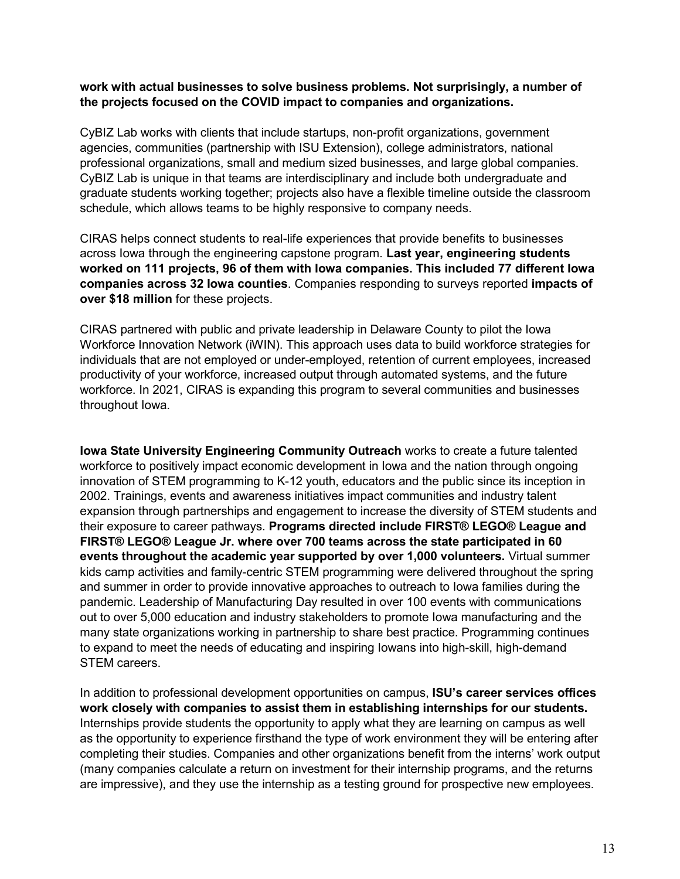**work with actual businesses to solve business problems. Not surprisingly, a number of the projects focused on the COVID impact to companies and organizations.**

CyBIZ Lab works with clients that include startups, non-profit organizations, government agencies, communities (partnership with ISU Extension), college administrators, national professional organizations, small and medium sized businesses, and large global companies. CyBIZ Lab is unique in that teams are interdisciplinary and include both undergraduate and graduate students working together; projects also have a flexible timeline outside the classroom schedule, which allows teams to be highly responsive to company needs.

CIRAS helps connect students to real-life experiences that provide benefits to businesses across Iowa through the engineering capstone program. **Last year, engineering students worked on 111 projects, 96 of them with Iowa companies. This included 77 different Iowa companies across 32 Iowa counties**. Companies responding to surveys reported **impacts of over $18 million** for these projects.

CIRAS partnered with public and private leadership in Delaware County to pilot the Iowa Workforce Innovation Network (iWIN). This approach uses data to build workforce strategies for individuals that are not employed or under-employed, retention of current employees, increased productivity of your workforce, increased output through automated systems, and the future workforce. In 2021, CIRAS is expanding this program to several communities and businesses throughout Iowa.

**Iowa State University Engineering Community Outreach** works to create a future talented workforce to positively impact economic development in Iowa and the nation through ongoing innovation of STEM programming to K-12 youth, educators and the public since its inception in 2002. Trainings, events and awareness initiatives impact communities and industry talent expansion through partnerships and engagement to increase the diversity of STEM students and their exposure to career pathways. **Programs directed include FIRST® LEGO® League and FIRST® LEGO® League Jr. where over 700 teams across the state participated in 60 events throughout the academic year supported by over 1,000 volunteers.** Virtual summer kids camp activities and family-centric STEM programming were delivered throughout the spring and summer in order to provide innovative approaches to outreach to Iowa families during the pandemic. Leadership of Manufacturing Day resulted in over 100 events with communications out to over 5,000 education and industry stakeholders to promote Iowa manufacturing and the many state organizations working in partnership to share best practice. Programming continues to expand to meet the needs of educating and inspiring Iowans into high-skill, high-demand STEM careers.

In addition to professional development opportunities on campus, **ISU's career services offices work closely with companies to assist them in establishing internships for our students.** Internships provide students the opportunity to apply what they are learning on campus as well as the opportunity to experience firsthand the type of work environment they will be entering after completing their studies. Companies and other organizations benefit from the interns' work output (many companies calculate a return on investment for their internship programs, and the returns are impressive), and they use the internship as a testing ground for prospective new employees.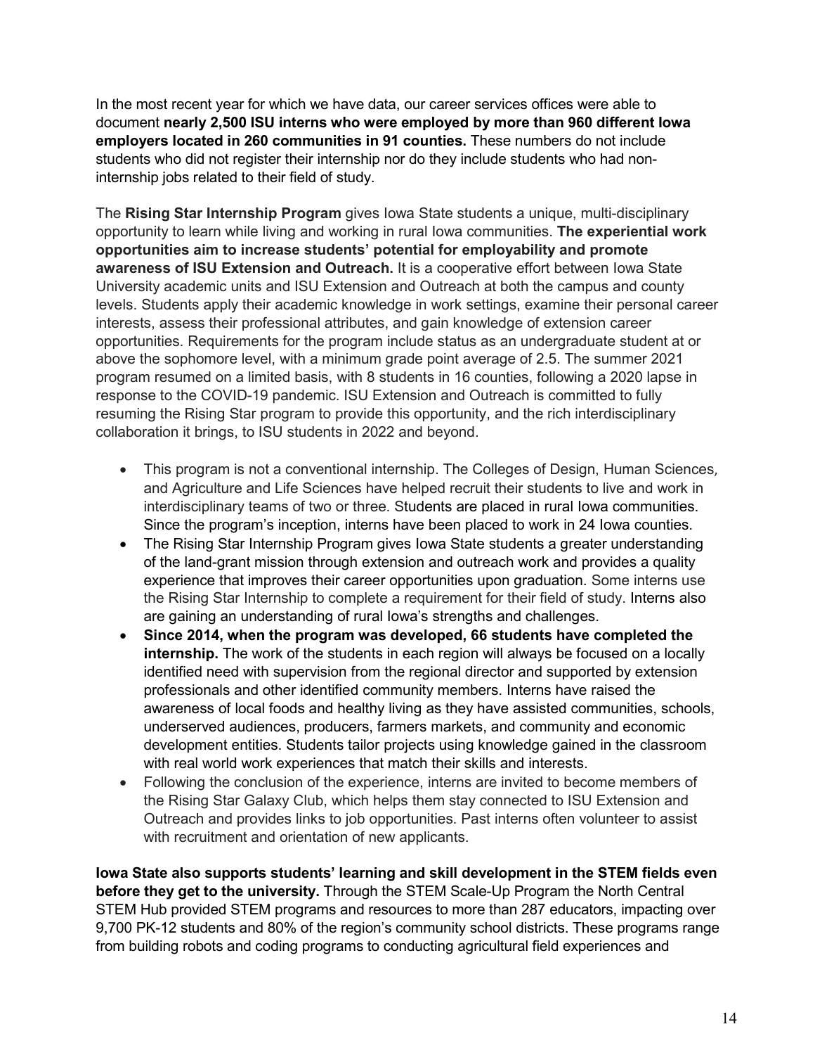In the most recent year for which we have data, our career services offices were able to document **nearly 2,500 ISU interns who were employed by more than 960 different Iowa employers located in 260 communities in 91 counties.** These numbers do not include students who did not register their internship nor do they include students who had non-internship jobs related to their field of study.

The **Rising Star Internship Program** gives Iowa State students a unique, multi-disciplinary opportunity to learn while living and working in rural Iowa communities. **The experiential work opportunities aim to increase students' potential for employability and promote awareness of ISU Extension and Outreach.** It is a cooperative effort between Iowa State University academic units and ISU Extension and Outreach at both the campus and county levels. Students apply their academic knowledge in work settings, examine their personal career interests, assess their professional attributes, and gain knowledge of extension career opportunities. Requirements for the program include status as an undergraduate student at or above the sophomore level, with a minimum grade point average of 2.5. The summer 2021 program resumed on a limited basis, with 8 students in 16 counties, following a 2020 lapse in response to the COVID-19 pandemic. ISU Extension and Outreach is committed to fully resuming the Rising Star program to provide this opportunity, and the rich interdisciplinary collaboration it brings, to ISU students in 2022 and beyond.

- This program is not a conventional internship. The Colleges of Design, Human Sciences, and Agriculture and Life Sciences have helped recruit their students to live and work in interdisciplinary teams of two or three. Students are placed in rural Iowa communities. Since the program's inception, interns have been placed to work in 24 Iowa counties.
- The Rising Star Internship Program gives Iowa State students a greater understanding of the land-grant mission through extension and outreach work and provides a quality experience that improves their career opportunities upon graduation. Some interns use the Rising Star Internship to complete a requirement for their field of study. Interns also are gaining an understanding of rural Iowa's strengths and challenges.
- **Since 2014, when the program was developed, 66 students have completed the internship.** The work of the students in each region will always be focused on a locally identified need with supervision from the regional director and supported by extension professionals and other identified community members. Interns have raised the awareness of local foods and healthy living as they have assisted communities, schools, underserved audiences, producers, farmers markets, and community and economic development entities. Students tailor projects using knowledge gained in the classroom with real world work experiences that match their skills and interests.
- Following the conclusion of the experience, interns are invited to become members of the Rising Star Galaxy Club, which helps them stay connected to ISU Extension and Outreach and provides links to job opportunities. Past interns often volunteer to assist with recruitment and orientation of new applicants.

**Iowa State also supports students' learning and skill development in the STEM fields even before they get to the university.** Through the STEM Scale-Up Program the North Central STEM Hub provided STEM programs and resources to more than 287 educators, impacting over 9,700 PK-12 students and 80% of the region's community school districts. These programs range from building robots and coding programs to conducting agricultural field experiences and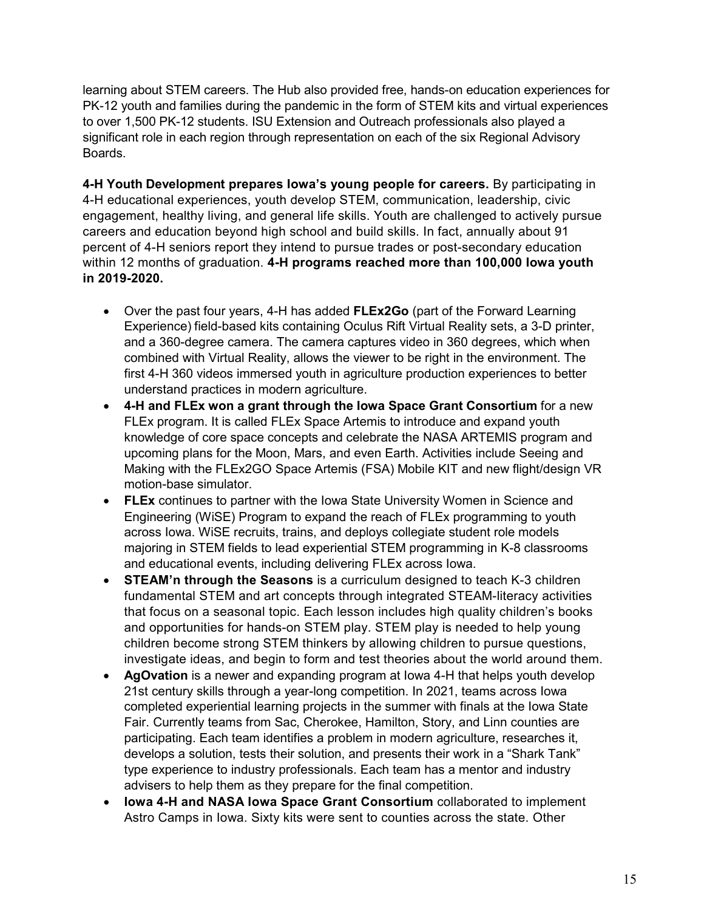learning about STEM careers. The Hub also provided free, hands-on education experiences for PK-12 youth and families during the pandemic in the form of STEM kits and virtual experiences to over 1,500 PK-12 students. ISU Extension and Outreach professionals also played a significant role in each region through representation on each of the six Regional Advisory Boards.

**4-H Youth Development prepares Iowa's young people for careers.** By participating in 4-H educational experiences, youth develop STEM, communication, leadership, civic engagement, healthy living, and general life skills. Youth are challenged to actively pursue careers and education beyond high school and build skills. In fact, annually about 91 percent of 4-H seniors report they intend to pursue trades or post-secondary education within 12 months of graduation. **4-H programs reached more than 100,000 Iowa youth in 2019-2020.**

- Over the past four years, 4-H has added **FLEx2Go** (part of the Forward Learning Experience) field-based kits containing Oculus Rift Virtual Reality sets, a 3-D printer, and a 360-degree camera. The camera captures video in 360 degrees, which when combined with Virtual Reality, allows the viewer to be right in the environment. The first 4-H 360 videos immersed youth in agriculture production experiences to better understand practices in modern agriculture.
- **4-H and FLEx won a grant through the Iowa Space Grant Consortium** for a new FLEx program. It is called FLEx Space Artemis to introduce and expand youth knowledge of core space concepts and celebrate the NASA ARTEMIS program and upcoming plans for the Moon, Mars, and even Earth. Activities include Seeing and Making with the FLEx2GO Space Artemis (FSA) Mobile KIT and new flight/design VR motion-base simulator.
- **FLEx** continues to partner with the Iowa State University Women in Science and Engineering (WiSE) Program to expand the reach of FLEx programming to youth across Iowa. WiSE recruits, trains, and deploys collegiate student role models majoring in STEM fields to lead experiential STEM programming in K-8 classrooms and educational events, including delivering FLEx across Iowa.
- **STEAM'n through the Seasons** is a curriculum designed to teach K-3 children fundamental STEM and art concepts through integrated STEAM-literacy activities that focus on a seasonal topic. Each lesson includes high quality children's books and opportunities for hands-on STEM play. STEM play is needed to help young children become strong STEM thinkers by allowing children to pursue questions, investigate ideas, and begin to form and test theories about the world around them.
- **AgOvation** is a newer and expanding program at Iowa 4-H that helps youth develop 21st century skills through a year-long competition. In 2021, teams across Iowa completed experiential learning projects in the summer with finals at the Iowa State Fair. Currently teams from Sac, Cherokee, Hamilton, Story, and Linn counties are participating. Each team identifies a problem in modern agriculture, researches it, develops a solution, tests their solution, and presents their work in a "Shark Tank" type experience to industry professionals. Each team has a mentor and industry advisers to help them as they prepare for the final competition.
- **Iowa 4-H and NASA Iowa Space Grant Consortium** collaborated to implement Astro Camps in Iowa. Sixty kits were sent to counties across the state. Other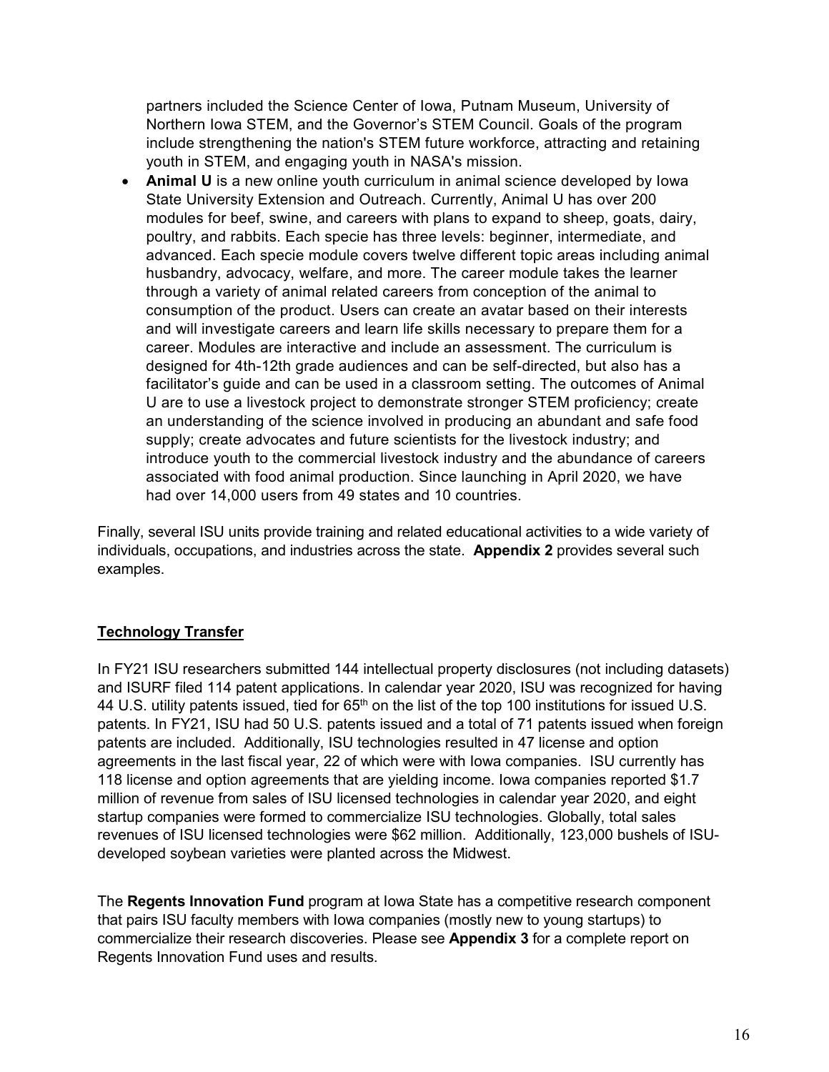partners included the Science Center of Iowa, Putnam Museum, University of Northern Iowa STEM, and the Governor's STEM Council. Goals of the program include strengthening the nation's STEM future workforce, attracting and retaining youth in STEM, and engaging youth in NASA's mission.

- **Animal U** is a new online youth curriculum in animal science developed by Iowa State University Extension and Outreach. Currently, Animal U has over 200 modules for beef, swine, and careers with plans to expand to sheep, goats, dairy, poultry, and rabbits. Each specie has three levels: beginner, intermediate, and advanced. Each specie module covers twelve different topic areas including animal husbandry, advocacy, welfare, and more. The career module takes the learner through a variety of animal related careers from conception of the animal to consumption of the product. Users can create an avatar based on their interests and will investigate careers and learn life skills necessary to prepare them for a career. Modules are interactive and include an assessment. The curriculum is designed for 4th-12th grade audiences and can be self-directed, but also has a facilitator's guide and can be used in a classroom setting. The outcomes of Animal U are to use a livestock project to demonstrate stronger STEM proficiency; create an understanding of the science involved in producing an abundant and safe food supply; create advocates and future scientists for the livestock industry; and introduce youth to the commercial livestock industry and the abundance of careers associated with food animal production. Since launching in April 2020, we have had over 14,000 users from 49 states and 10 countries.

Finally, several ISU units provide training and related educational activities to a wide variety of individuals, occupations, and industries across the state. **Appendix 2** provides several such examples.

## Technology Transfer

In FY21 ISU researchers submitted 144 intellectual property disclosures (not including datasets) and ISURF filed 114 patent applications. In calendar year 2020, ISU was recognized for having 44 U.S. utility patents issued, tied for 65th on the list of the top 100 institutions for issued U.S. patents. In FY21, ISU had 50 U.S. patents issued and a total of 71 patents issued when foreign patents are included. Additionally, ISU technologies resulted in 47 license and option agreements in the last fiscal year, 22 of which were with Iowa companies. ISU currently has 118 license and option agreements that are yielding income. Iowa companies reported $1.7 million of revenue from sales of ISU licensed technologies in calendar year 2020, and eight startup companies were formed to commercialize ISU technologies. Globally, total sales revenues of ISU licensed technologies were $62 million. Additionally, 123,000 bushels of ISU-developed soybean varieties were planted across the Midwest.

The **Regents Innovation Fund** program at Iowa State has a competitive research component that pairs ISU faculty members with Iowa companies (mostly new to young startups) to commercialize their research discoveries. Please see **Appendix 3** for a complete report on Regents Innovation Fund uses and results.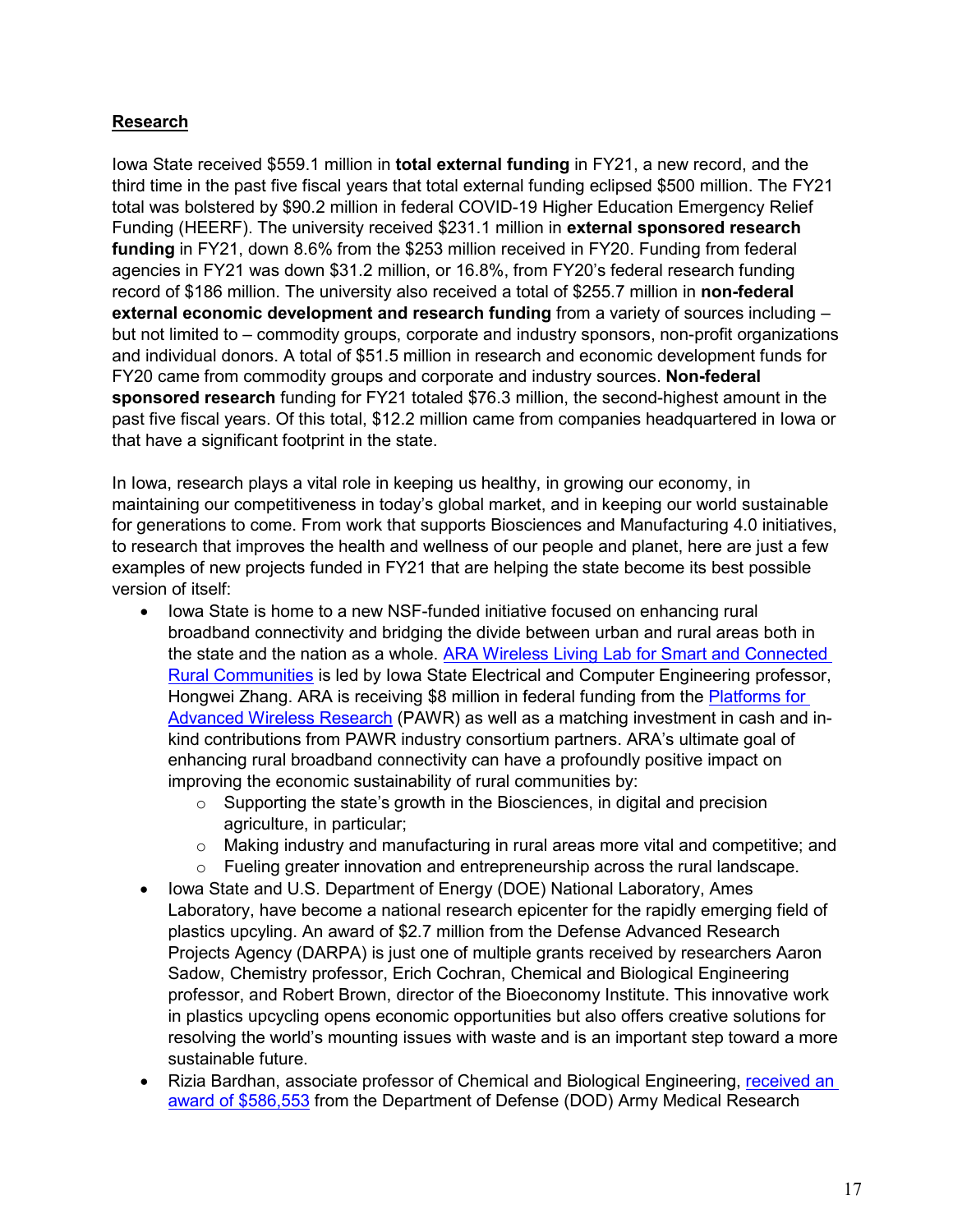**Research**

Iowa State received $559.1 million in **total external funding** in FY21, a new record, and the third time in the past five fiscal years that total external funding eclipsed $500 million. The FY21 total was bolstered by $90.2 million in federal COVID-19 Higher Education Emergency Relief Funding (HEERF). The university received $231.1 million in **external sponsored research funding** in FY21, down 8.6% from the $253 million received in FY20. Funding from federal agencies in FY21 was down $31.2 million, or 16.8%, from FY20's federal research funding record of $186 million. The university also received a total of $255.7 million in **non-federal external economic development and research funding** from a variety of sources including – but not limited to – commodity groups, corporate and industry sponsors, non-profit organizations and individual donors. A total of $51.5 million in research and economic development funds for FY20 came from commodity groups and corporate and industry sources. **Non-federal sponsored research** funding for FY21 totaled $76.3 million, the second-highest amount in the past five fiscal years. Of this total, $12.2 million came from companies headquartered in Iowa or that have a significant footprint in the state.

In Iowa, research plays a vital role in keeping us healthy, in growing our economy, in maintaining our competitiveness in today's global market, and in keeping our world sustainable for generations to come. From work that supports Biosciences and Manufacturing 4.0 initiatives, to research that improves the health and wellness of our people and planet, here are just a few examples of new projects funded in FY21 that are helping the state become its best possible version of itself:

- Iowa State is home to a new NSF-funded initiative focused on enhancing rural broadband connectivity and bridging the divide between urban and rural areas both in the state and the nation as a whole. ARA Wireless Living Lab for Smart and Connected Rural Communities is led by Iowa State Electrical and Computer Engineering professor, Hongwei Zhang. ARA is receiving $8 million in federal funding from the Platforms for Advanced Wireless Research (PAWR) as well as a matching investment in cash and in-kind contributions from PAWR industry consortium partners. ARA's ultimate goal of enhancing rural broadband connectivity can have a profoundly positive impact on improving the economic sustainability of rural communities by:
  - Supporting the state's growth in the Biosciences, in digital and precision agriculture, in particular;
  - Making industry and manufacturing in rural areas more vital and competitive; and
  - Fueling greater innovation and entrepreneurship across the rural landscape.
- Iowa State and U.S. Department of Energy (DOE) National Laboratory, Ames Laboratory, have become a national research epicenter for the rapidly emerging field of plastics upcyling. An award of $2.7 million from the Defense Advanced Research Projects Agency (DARPA) is just one of multiple grants received by researchers Aaron Sadow, Chemistry professor, Erich Cochran, Chemical and Biological Engineering professor, and Robert Brown, director of the Bioeconomy Institute. This innovative work in plastics upcycling opens economic opportunities but also offers creative solutions for resolving the world's mounting issues with waste and is an important step toward a more sustainable future.
- Rizia Bardhan, associate professor of Chemical and Biological Engineering, received an award of $586,553 from the Department of Defense (DOD) Army Medical Research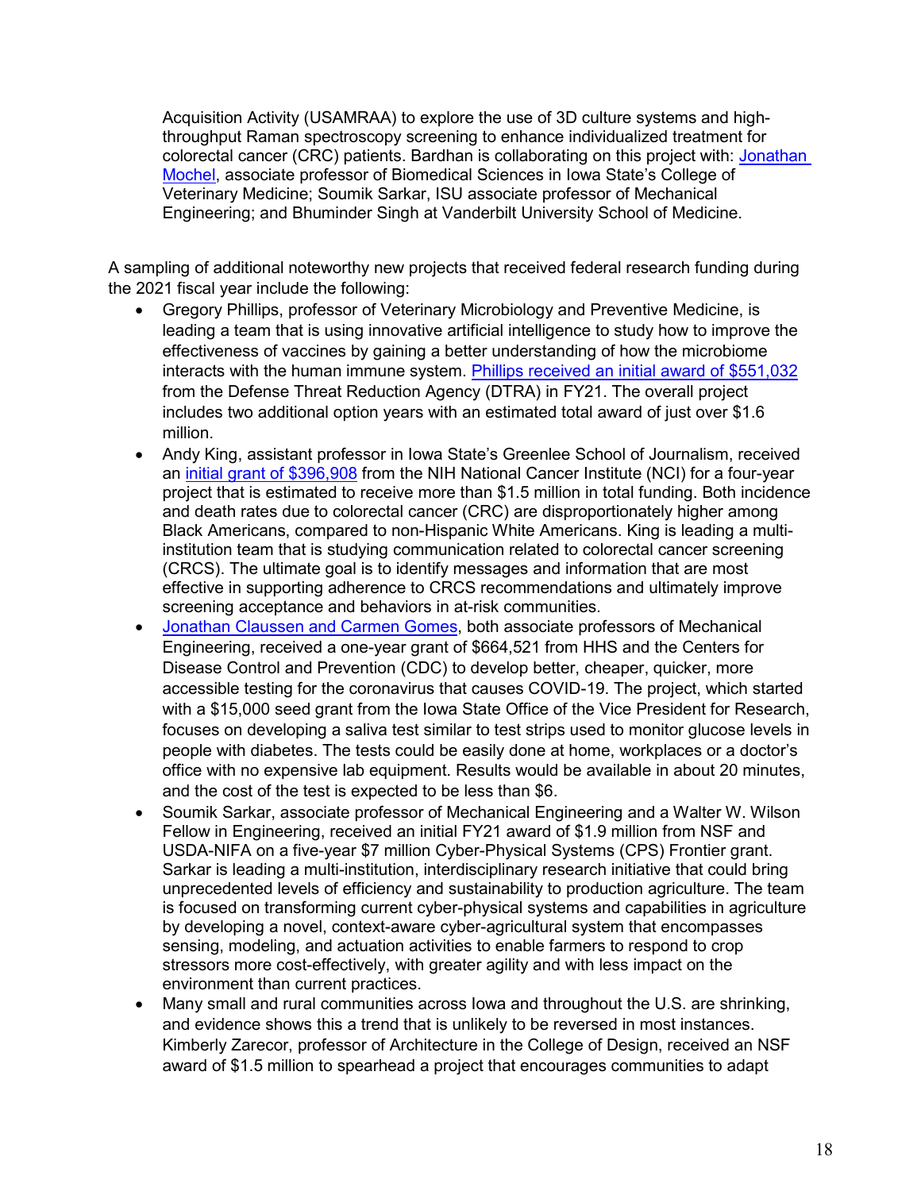Acquisition Activity (USAMRAA) to explore the use of 3D culture systems and high-throughput Raman spectroscopy screening to enhance individualized treatment for colorectal cancer (CRC) patients. Bardhan is collaborating on this project with: Jonathan Mochel, associate professor of Biomedical Sciences in Iowa State's College of Veterinary Medicine; Soumik Sarkar, ISU associate professor of Mechanical Engineering; and Bhuminder Singh at Vanderbilt University School of Medicine.

A sampling of additional noteworthy new projects that received federal research funding during the 2021 fiscal year include the following:

- Gregory Phillips, professor of Veterinary Microbiology and Preventive Medicine, is leading a team that is using innovative artificial intelligence to study how to improve the effectiveness of vaccines by gaining a better understanding of how the microbiome interacts with the human immune system. Phillips received an initial award of $551,032 from the Defense Threat Reduction Agency (DTRA) in FY21. The overall project includes two additional option years with an estimated total award of just over $1.6 million.
- Andy King, assistant professor in Iowa State's Greenlee School of Journalism, received an initial grant of $396,908 from the NIH National Cancer Institute (NCI) for a four-year project that is estimated to receive more than $1.5 million in total funding. Both incidence and death rates due to colorectal cancer (CRC) are disproportionately higher among Black Americans, compared to non-Hispanic White Americans. King is leading a multi-institution team that is studying communication related to colorectal cancer screening (CRCS). The ultimate goal is to identify messages and information that are most effective in supporting adherence to CRCS recommendations and ultimately improve screening acceptance and behaviors in at-risk communities.
- Jonathan Claussen and Carmen Gomes, both associate professors of Mechanical Engineering, received a one-year grant of $664,521 from HHS and the Centers for Disease Control and Prevention (CDC) to develop better, cheaper, quicker, more accessible testing for the coronavirus that causes COVID-19. The project, which started with a $15,000 seed grant from the Iowa State Office of the Vice President for Research, focuses on developing a saliva test similar to test strips used to monitor glucose levels in people with diabetes. The tests could be easily done at home, workplaces or a doctor's office with no expensive lab equipment. Results would be available in about 20 minutes, and the cost of the test is expected to be less than $6.
- Soumik Sarkar, associate professor of Mechanical Engineering and a Walter W. Wilson Fellow in Engineering, received an initial FY21 award of $1.9 million from NSF and USDA-NIFA on a five-year $7 million Cyber-Physical Systems (CPS) Frontier grant. Sarkar is leading a multi-institution, interdisciplinary research initiative that could bring unprecedented levels of efficiency and sustainability to production agriculture. The team is focused on transforming current cyber-physical systems and capabilities in agriculture by developing a novel, context-aware cyber-agricultural system that encompasses sensing, modeling, and actuation activities to enable farmers to respond to crop stressors more cost-effectively, with greater agility and with less impact on the environment than current practices.
- Many small and rural communities across Iowa and throughout the U.S. are shrinking, and evidence shows this a trend that is unlikely to be reversed in most instances. Kimberly Zarecor, professor of Architecture in the College of Design, received an NSF award of $1.5 million to spearhead a project that encourages communities to adapt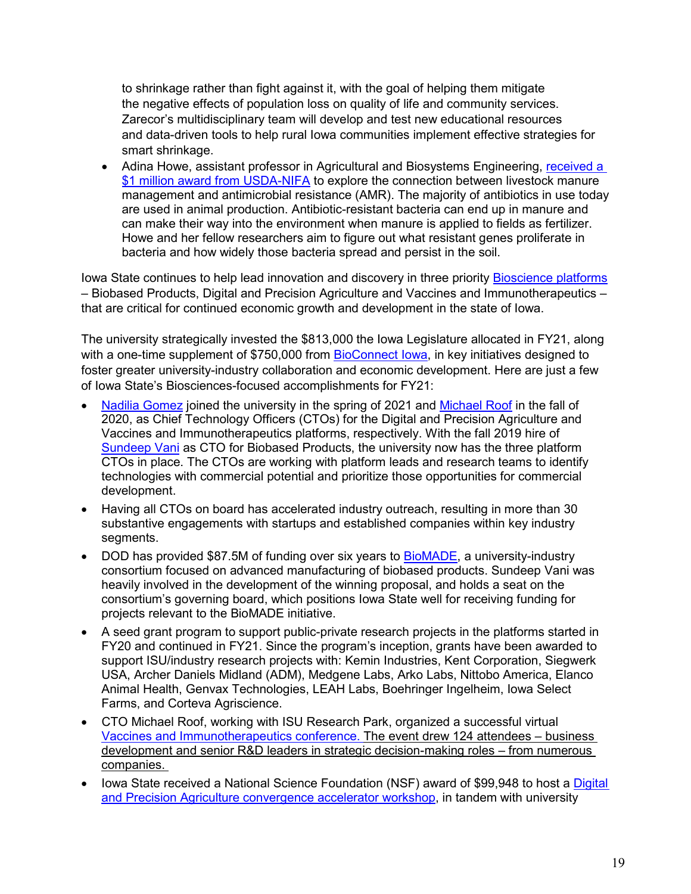to shrinkage rather than fight against it, with the goal of helping them mitigate the negative effects of population loss on quality of life and community services. Zarecor's multidisciplinary team will develop and test new educational resources and data-driven tools to help rural Iowa communities implement effective strategies for smart shrinkage.

- Adina Howe, assistant professor in Agricultural and Biosystems Engineering, received a $1 million award from USDA-NIFA to explore the connection between livestock manure management and antimicrobial resistance (AMR). The majority of antibiotics in use today are used in animal production. Antibiotic-resistant bacteria can end up in manure and can make their way into the environment when manure is applied to fields as fertilizer. Howe and her fellow researchers aim to figure out what resistant genes proliferate in bacteria and how widely those bacteria spread and persist in the soil.

Iowa State continues to help lead innovation and discovery in three priority Bioscience platforms – Biobased Products, Digital and Precision Agriculture and Vaccines and Immunotherapeutics – that are critical for continued economic growth and development in the state of Iowa.

The university strategically invested the $813,000 the Iowa Legislature allocated in FY21, along with a one-time supplement of $750,000 from BioConnect Iowa, in key initiatives designed to foster greater university-industry collaboration and economic development. Here are just a few of Iowa State's Biosciences-focused accomplishments for FY21:

- Nadilia Gomez joined the university in the spring of 2021 and Michael Roof in the fall of 2020, as Chief Technology Officers (CTOs) for the Digital and Precision Agriculture and Vaccines and Immunotherapeutics platforms, respectively. With the fall 2019 hire of Sundeep Vani as CTO for Biobased Products, the university now has the three platform CTOs in place. The CTOs are working with platform leads and research teams to identify technologies with commercial potential and prioritize those opportunities for commercial development.
- Having all CTOs on board has accelerated industry outreach, resulting in more than 30 substantive engagements with startups and established companies within key industry segments.
- DOD has provided $87.5M of funding over six years to BioMADE, a university-industry consortium focused on advanced manufacturing of biobased products. Sundeep Vani was heavily involved in the development of the winning proposal, and holds a seat on the consortium's governing board, which positions Iowa State well for receiving funding for projects relevant to the BioMADE initiative.
- A seed grant program to support public-private research projects in the platforms started in FY20 and continued in FY21. Since the program's inception, grants have been awarded to support ISU/industry research projects with: Kemin Industries, Kent Corporation, Siegwerk USA, Archer Daniels Midland (ADM), Medgene Labs, Arko Labs, Nittobo America, Elanco Animal Health, Genvax Technologies, LEAH Labs, Boehringer Ingelheim, Iowa Select Farms, and Corteva Agriscience.
- CTO Michael Roof, working with ISU Research Park, organized a successful virtual Vaccines and Immunotherapeutics conference. The event drew 124 attendees – business development and senior R&D leaders in strategic decision-making roles – from numerous companies.
- Iowa State received a National Science Foundation (NSF) award of $99,948 to host a Digital and Precision Agriculture convergence accelerator workshop, in tandem with university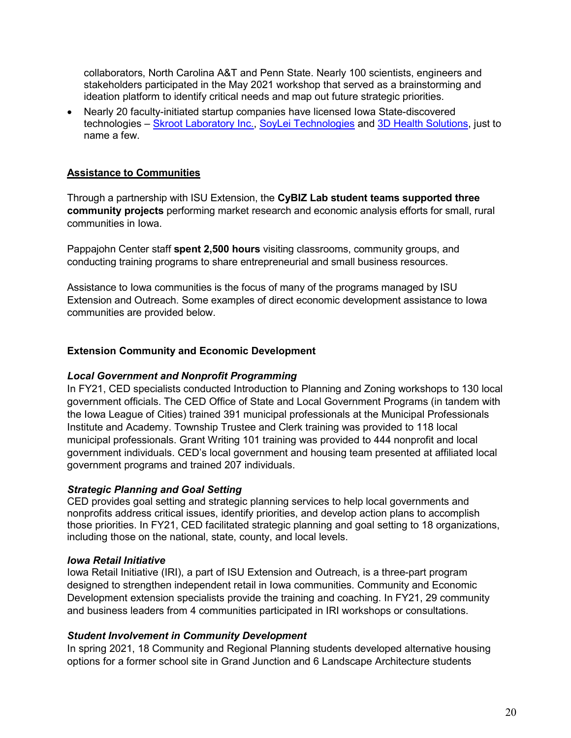collaborators, North Carolina A&T and Penn State. Nearly 100 scientists, engineers and stakeholders participated in the May 2021 workshop that served as a brainstorming and ideation platform to identify critical needs and map out future strategic priorities.

- Nearly 20 faculty-initiated startup companies have licensed Iowa State-discovered technologies – [Skroot Laboratory Inc.](), [SoyLei Technologies]() and [3D Health Solutions](), just to name a few.

## Assistance to Communities

Through a partnership with ISU Extension, the **CyBIZ Lab student teams supported three community projects** performing market research and economic analysis efforts for small, rural communities in Iowa.

Pappajohn Center staff **spent 2,500 hours** visiting classrooms, community groups, and conducting training programs to share entrepreneurial and small business resources.

Assistance to Iowa communities is the focus of many of the programs managed by ISU Extension and Outreach. Some examples of direct economic development assistance to Iowa communities are provided below.

### Extension Community and Economic Development

***Local Government and Nonprofit Programming***
In FY21, CED specialists conducted Introduction to Planning and Zoning workshops to 130 local government officials. The CED Office of State and Local Government Programs (in tandem with the Iowa League of Cities) trained 391 municipal professionals at the Municipal Professionals Institute and Academy. Township Trustee and Clerk training was provided to 118 local municipal professionals. Grant Writing 101 training was provided to 444 nonprofit and local government individuals. CED's local government and housing team presented at affiliated local government programs and trained 207 individuals.

***Strategic Planning and Goal Setting***
CED provides goal setting and strategic planning services to help local governments and nonprofits address critical issues, identify priorities, and develop action plans to accomplish those priorities. In FY21, CED facilitated strategic planning and goal setting to 18 organizations, including those on the national, state, county, and local levels.

***Iowa Retail Initiative***
Iowa Retail Initiative (IRI), a part of ISU Extension and Outreach, is a three-part program designed to strengthen independent retail in Iowa communities. Community and Economic Development extension specialists provide the training and coaching. In FY21, 29 community and business leaders from 4 communities participated in IRI workshops or consultations.

***Student Involvement in Community Development***
In spring 2021, 18 Community and Regional Planning students developed alternative housing options for a former school site in Grand Junction and 6 Landscape Architecture students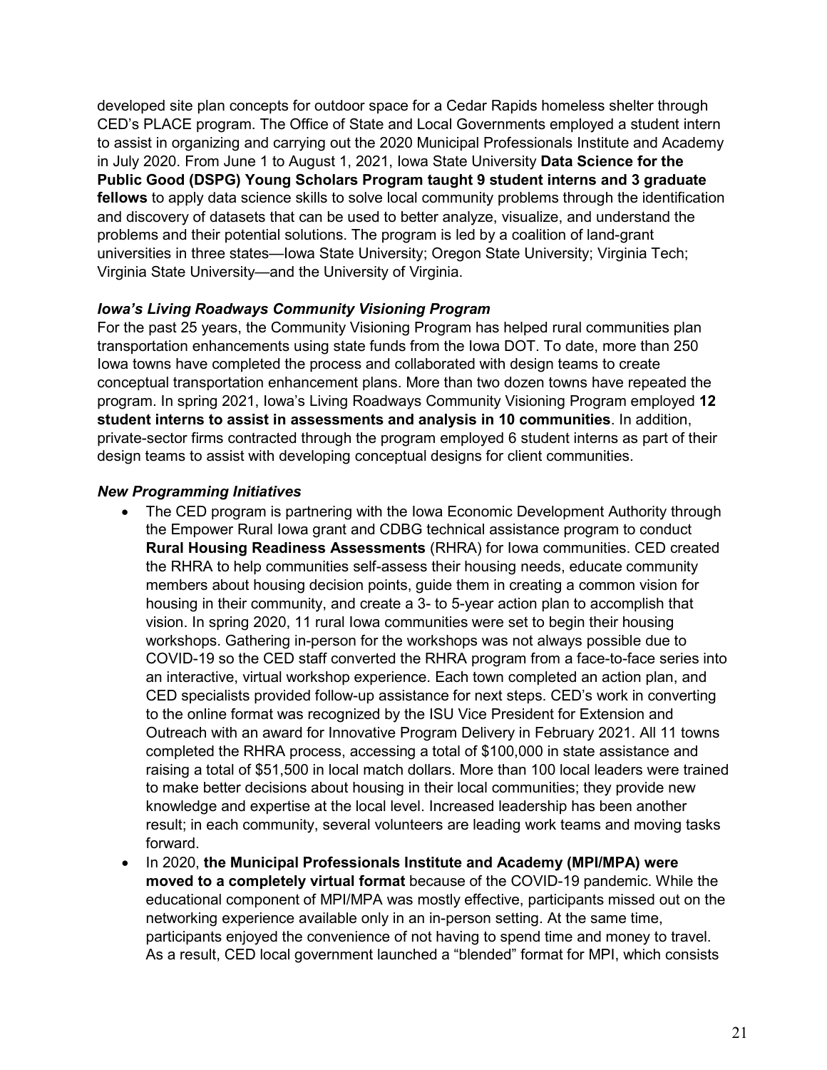developed site plan concepts for outdoor space for a Cedar Rapids homeless shelter through CED's PLACE program. The Office of State and Local Governments employed a student intern to assist in organizing and carrying out the 2020 Municipal Professionals Institute and Academy in July 2020. From June 1 to August 1, 2021, Iowa State University **Data Science for the Public Good (DSPG) Young Scholars Program taught 9 student interns and 3 graduate fellows** to apply data science skills to solve local community problems through the identification and discovery of datasets that can be used to better analyze, visualize, and understand the problems and their potential solutions. The program is led by a coalition of land-grant universities in three states—Iowa State University; Oregon State University; Virginia Tech; Virginia State University—and the University of Virginia.

### *Iowa's Living Roadways Community Visioning Program*

For the past 25 years, the Community Visioning Program has helped rural communities plan transportation enhancements using state funds from the Iowa DOT. To date, more than 250 Iowa towns have completed the process and collaborated with design teams to create conceptual transportation enhancement plans. More than two dozen towns have repeated the program. In spring 2021, Iowa's Living Roadways Community Visioning Program employed **12 student interns to assist in assessments and analysis in 10 communities**. In addition, private-sector firms contracted through the program employed 6 student interns as part of their design teams to assist with developing conceptual designs for client communities.

### *New Programming Initiatives*

- The CED program is partnering with the Iowa Economic Development Authority through the Empower Rural Iowa grant and CDBG technical assistance program to conduct **Rural Housing Readiness Assessments** (RHRA) for Iowa communities. CED created the RHRA to help communities self-assess their housing needs, educate community members about housing decision points, guide them in creating a common vision for housing in their community, and create a 3- to 5-year action plan to accomplish that vision. In spring 2020, 11 rural Iowa communities were set to begin their housing workshops. Gathering in-person for the workshops was not always possible due to COVID-19 so the CED staff converted the RHRA program from a face-to-face series into an interactive, virtual workshop experience. Each town completed an action plan, and CED specialists provided follow-up assistance for next steps. CED's work in converting to the online format was recognized by the ISU Vice President for Extension and Outreach with an award for Innovative Program Delivery in February 2021. All 11 towns completed the RHRA process, accessing a total of $100,000 in state assistance and raising a total of $51,500 in local match dollars. More than 100 local leaders were trained to make better decisions about housing in their local communities; they provide new knowledge and expertise at the local level. Increased leadership has been another result; in each community, several volunteers are leading work teams and moving tasks forward.
- In 2020, **the Municipal Professionals Institute and Academy (MPI/MPA) were moved to a completely virtual format** because of the COVID-19 pandemic. While the educational component of MPI/MPA was mostly effective, participants missed out on the networking experience available only in an in-person setting. At the same time, participants enjoyed the convenience of not having to spend time and money to travel. As a result, CED local government launched a "blended" format for MPI, which consists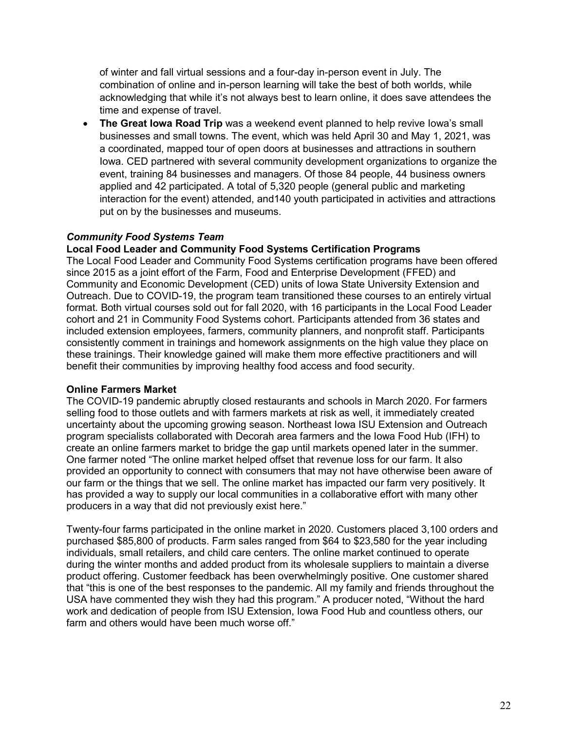of winter and fall virtual sessions and a four-day in-person event in July. The combination of online and in-person learning will take the best of both worlds, while acknowledging that while it's not always best to learn online, it does save attendees the time and expense of travel.

- **The Great Iowa Road Trip** was a weekend event planned to help revive Iowa's small businesses and small towns. The event, which was held April 30 and May 1, 2021, was a coordinated, mapped tour of open doors at businesses and attractions in southern Iowa. CED partnered with several community development organizations to organize the event, training 84 businesses and managers. Of those 84 people, 44 business owners applied and 42 participated. A total of 5,320 people (general public and marketing interaction for the event) attended, and140 youth participated in activities and attractions put on by the businesses and museums.

### *Community Food Systems Team*

**Local Food Leader and Community Food Systems Certification Programs**

The Local Food Leader and Community Food Systems certification programs have been offered since 2015 as a joint effort of the Farm, Food and Enterprise Development (FFED) and Community and Economic Development (CED) units of Iowa State University Extension and Outreach. Due to COVID-19, the program team transitioned these courses to an entirely virtual format. Both virtual courses sold out for fall 2020, with 16 participants in the Local Food Leader cohort and 21 in Community Food Systems cohort. Participants attended from 36 states and included extension employees, farmers, community planners, and nonprofit staff. Participants consistently comment in trainings and homework assignments on the high value they place on these trainings. Their knowledge gained will make them more effective practitioners and will benefit their communities by improving healthy food access and food security.

**Online Farmers Market**

The COVID-19 pandemic abruptly closed restaurants and schools in March 2020. For farmers selling food to those outlets and with farmers markets at risk as well, it immediately created uncertainty about the upcoming growing season. Northeast Iowa ISU Extension and Outreach program specialists collaborated with Decorah area farmers and the Iowa Food Hub (IFH) to create an online farmers market to bridge the gap until markets opened later in the summer. One farmer noted "The online market helped offset that revenue loss for our farm. It also provided an opportunity to connect with consumers that may not have otherwise been aware of our farm or the things that we sell. The online market has impacted our farm very positively. It has provided a way to supply our local communities in a collaborative effort with many other producers in a way that did not previously exist here."

Twenty-four farms participated in the online market in 2020. Customers placed 3,100 orders and purchased $85,800 of products. Farm sales ranged from $64 to $23,580 for the year including individuals, small retailers, and child care centers. The online market continued to operate during the winter months and added product from its wholesale suppliers to maintain a diverse product offering. Customer feedback has been overwhelmingly positive. One customer shared that "this is one of the best responses to the pandemic. All my family and friends throughout the USA have commented they wish they had this program." A producer noted, "Without the hard work and dedication of people from ISU Extension, Iowa Food Hub and countless others, our farm and others would have been much worse off."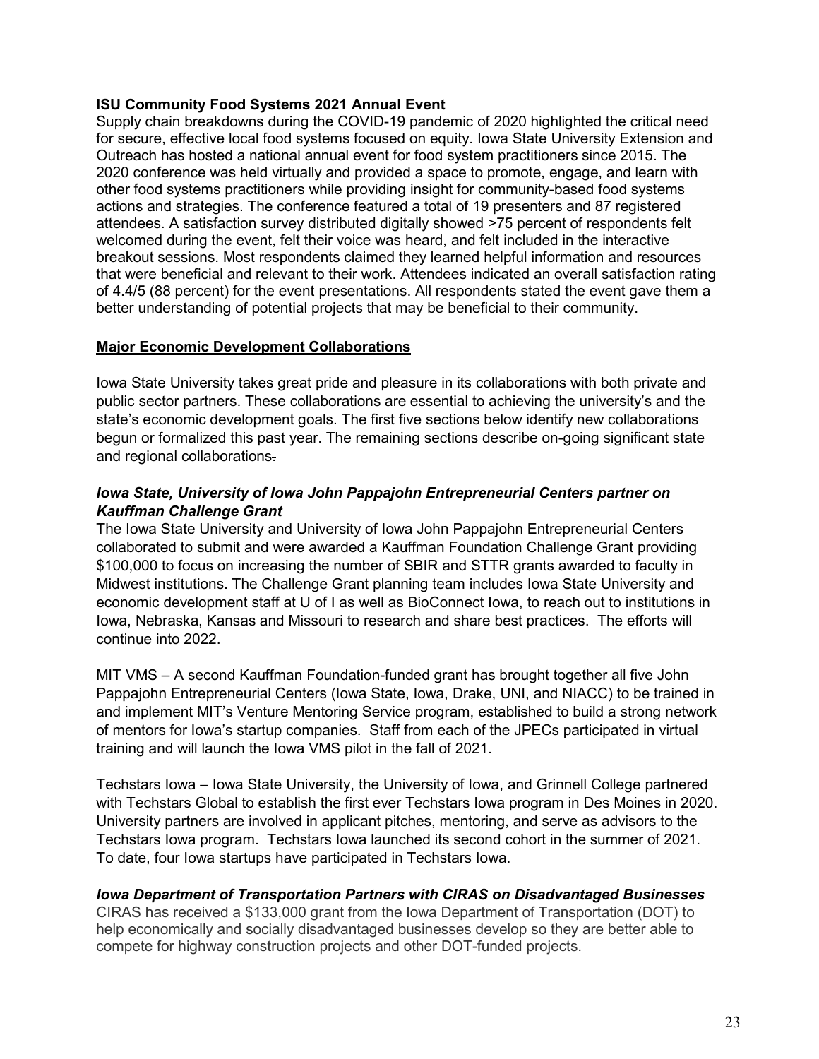**ISU Community Food Systems 2021 Annual Event**

Supply chain breakdowns during the COVID-19 pandemic of 2020 highlighted the critical need for secure, effective local food systems focused on equity. Iowa State University Extension and Outreach has hosted a national annual event for food system practitioners since 2015. The 2020 conference was held virtually and provided a space to promote, engage, and learn with other food systems practitioners while providing insight for community-based food systems actions and strategies. The conference featured a total of 19 presenters and 87 registered attendees. A satisfaction survey distributed digitally showed >75 percent of respondents felt welcomed during the event, felt their voice was heard, and felt included in the interactive breakout sessions. Most respondents claimed they learned helpful information and resources that were beneficial and relevant to their work. Attendees indicated an overall satisfaction rating of 4.4/5 (88 percent) for the event presentations. All respondents stated the event gave them a better understanding of potential projects that may be beneficial to their community.

## Major Economic Development Collaborations

Iowa State University takes great pride and pleasure in its collaborations with both private and public sector partners. These collaborations are essential to achieving the university's and the state's economic development goals. The first five sections below identify new collaborations begun or formalized this past year. The remaining sections describe on-going significant state and regional collaborations.

***Iowa State, University of Iowa John Pappajohn Entrepreneurial Centers partner on Kauffman Challenge Grant***

The Iowa State University and University of Iowa John Pappajohn Entrepreneurial Centers collaborated to submit and were awarded a Kauffman Foundation Challenge Grant providing $100,000 to focus on increasing the number of SBIR and STTR grants awarded to faculty in Midwest institutions. The Challenge Grant planning team includes Iowa State University and economic development staff at U of I as well as BioConnect Iowa, to reach out to institutions in Iowa, Nebraska, Kansas and Missouri to research and share best practices. The efforts will continue into 2022.

MIT VMS – A second Kauffman Foundation-funded grant has brought together all five John Pappajohn Entrepreneurial Centers (Iowa State, Iowa, Drake, UNI, and NIACC) to be trained in and implement MIT's Venture Mentoring Service program, established to build a strong network of mentors for Iowa's startup companies. Staff from each of the JPECs participated in virtual training and will launch the Iowa VMS pilot in the fall of 2021.

Techstars Iowa – Iowa State University, the University of Iowa, and Grinnell College partnered with Techstars Global to establish the first ever Techstars Iowa program in Des Moines in 2020. University partners are involved in applicant pitches, mentoring, and serve as advisors to the Techstars Iowa program. Techstars Iowa launched its second cohort in the summer of 2021. To date, four Iowa startups have participated in Techstars Iowa.

***Iowa Department of Transportation Partners with CIRAS on Disadvantaged Businesses***

CIRAS has received a $133,000 grant from the Iowa Department of Transportation (DOT) to help economically and socially disadvantaged businesses develop so they are better able to compete for highway construction projects and other DOT-funded projects.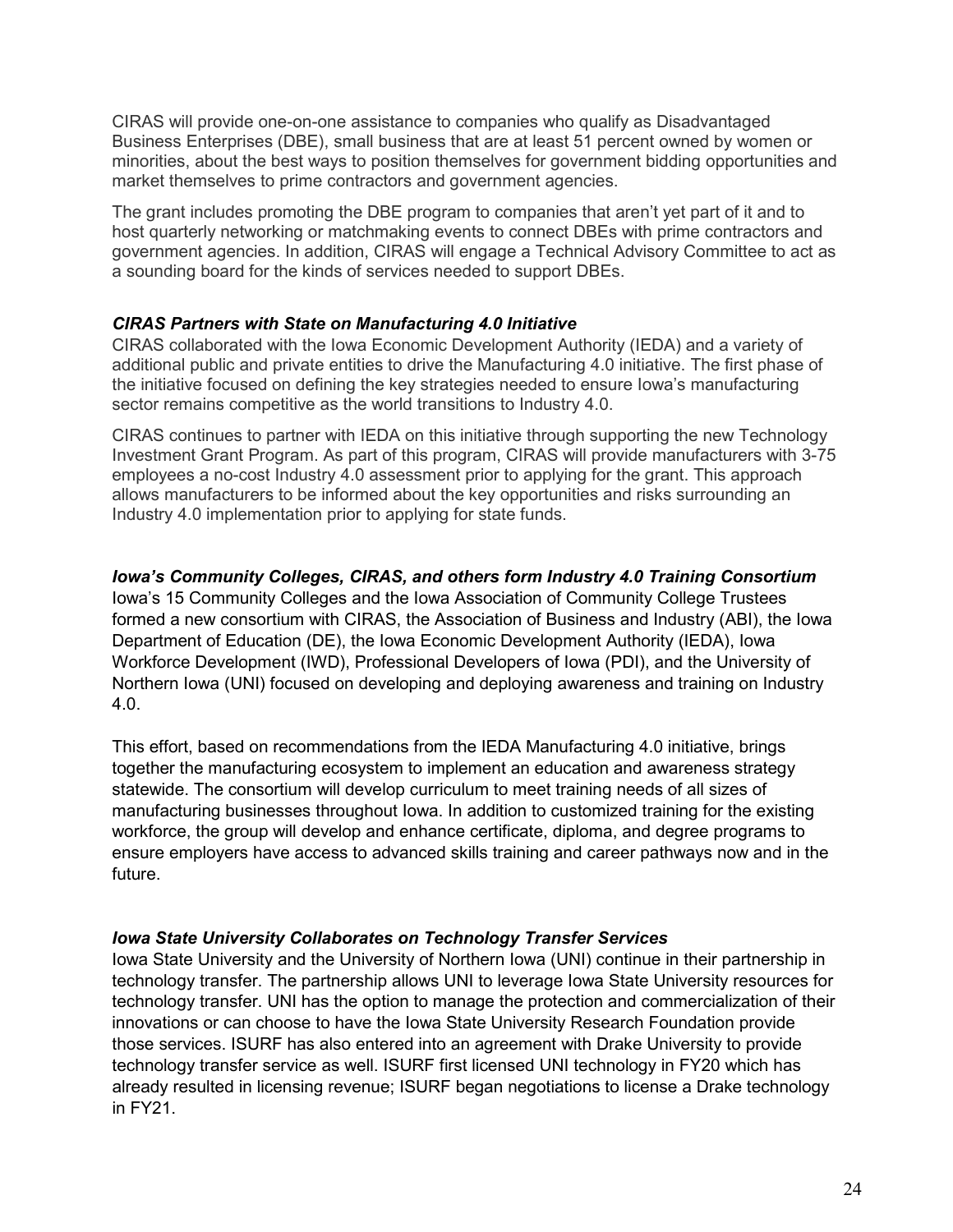CIRAS will provide one-on-one assistance to companies who qualify as Disadvantaged Business Enterprises (DBE), small business that are at least 51 percent owned by women or minorities, about the best ways to position themselves for government bidding opportunities and market themselves to prime contractors and government agencies.

The grant includes promoting the DBE program to companies that aren't yet part of it and to host quarterly networking or matchmaking events to connect DBEs with prime contractors and government agencies. In addition, CIRAS will engage a Technical Advisory Committee to act as a sounding board for the kinds of services needed to support DBEs.

***CIRAS Partners with State on Manufacturing 4.0 Initiative***

CIRAS collaborated with the Iowa Economic Development Authority (IEDA) and a variety of additional public and private entities to drive the Manufacturing 4.0 initiative. The first phase of the initiative focused on defining the key strategies needed to ensure Iowa's manufacturing sector remains competitive as the world transitions to Industry 4.0.

CIRAS continues to partner with IEDA on this initiative through supporting the new Technology Investment Grant Program. As part of this program, CIRAS will provide manufacturers with 3-75 employees a no-cost Industry 4.0 assessment prior to applying for the grant. This approach allows manufacturers to be informed about the key opportunities and risks surrounding an Industry 4.0 implementation prior to applying for state funds.

***Iowa's Community Colleges, CIRAS, and others form Industry 4.0 Training Consortium***

Iowa's 15 Community Colleges and the Iowa Association of Community College Trustees formed a new consortium with CIRAS, the Association of Business and Industry (ABI), the Iowa Department of Education (DE), the Iowa Economic Development Authority (IEDA), Iowa Workforce Development (IWD), Professional Developers of Iowa (PDI), and the University of Northern Iowa (UNI) focused on developing and deploying awareness and training on Industry 4.0.

This effort, based on recommendations from the IEDA Manufacturing 4.0 initiative, brings together the manufacturing ecosystem to implement an education and awareness strategy statewide. The consortium will develop curriculum to meet training needs of all sizes of manufacturing businesses throughout Iowa. In addition to customized training for the existing workforce, the group will develop and enhance certificate, diploma, and degree programs to ensure employers have access to advanced skills training and career pathways now and in the future.

***Iowa State University Collaborates on Technology Transfer Services***

Iowa State University and the University of Northern Iowa (UNI) continue in their partnership in technology transfer. The partnership allows UNI to leverage Iowa State University resources for technology transfer. UNI has the option to manage the protection and commercialization of their innovations or can choose to have the Iowa State University Research Foundation provide those services. ISURF has also entered into an agreement with Drake University to provide technology transfer service as well. ISURF first licensed UNI technology in FY20 which has already resulted in licensing revenue; ISURF began negotiations to license a Drake technology in FY21.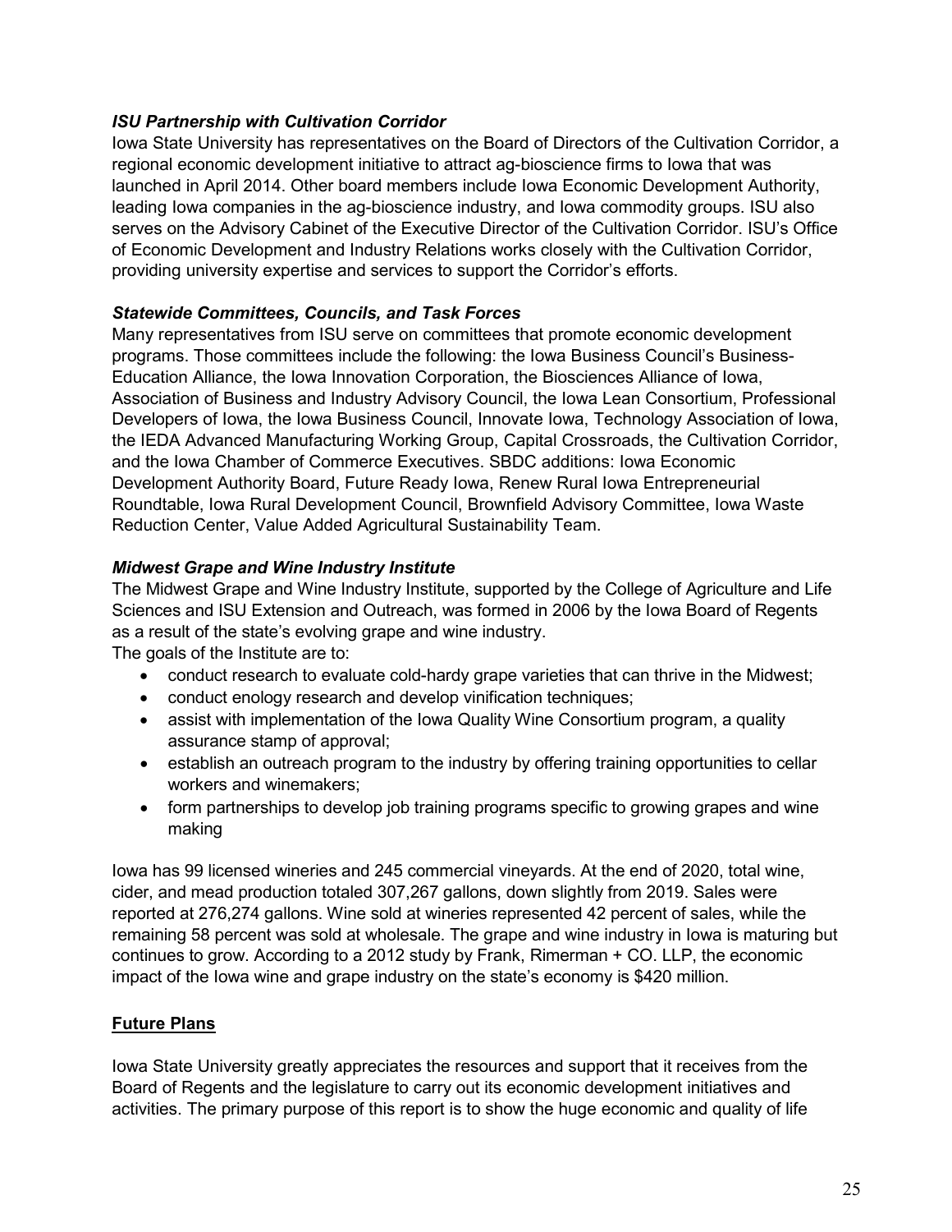### *ISU Partnership with Cultivation Corridor*

Iowa State University has representatives on the Board of Directors of the Cultivation Corridor, a regional economic development initiative to attract ag-bioscience firms to Iowa that was launched in April 2014. Other board members include Iowa Economic Development Authority, leading Iowa companies in the ag-bioscience industry, and Iowa commodity groups. ISU also serves on the Advisory Cabinet of the Executive Director of the Cultivation Corridor. ISU's Office of Economic Development and Industry Relations works closely with the Cultivation Corridor, providing university expertise and services to support the Corridor's efforts.

### *Statewide Committees, Councils, and Task Forces*

Many representatives from ISU serve on committees that promote economic development programs. Those committees include the following: the Iowa Business Council's Business-Education Alliance, the Iowa Innovation Corporation, the Biosciences Alliance of Iowa, Association of Business and Industry Advisory Council, the Iowa Lean Consortium, Professional Developers of Iowa, the Iowa Business Council, Innovate Iowa, Technology Association of Iowa, the IEDA Advanced Manufacturing Working Group, Capital Crossroads, the Cultivation Corridor, and the Iowa Chamber of Commerce Executives. SBDC additions: Iowa Economic Development Authority Board, Future Ready Iowa, Renew Rural Iowa Entrepreneurial Roundtable, Iowa Rural Development Council, Brownfield Advisory Committee, Iowa Waste Reduction Center, Value Added Agricultural Sustainability Team.

### *Midwest Grape and Wine Industry Institute*

The Midwest Grape and Wine Industry Institute, supported by the College of Agriculture and Life Sciences and ISU Extension and Outreach, was formed in 2006 by the Iowa Board of Regents as a result of the state's evolving grape and wine industry.
The goals of the Institute are to:

- conduct research to evaluate cold-hardy grape varieties that can thrive in the Midwest;
- conduct enology research and develop vinification techniques;
- assist with implementation of the Iowa Quality Wine Consortium program, a quality assurance stamp of approval;
- establish an outreach program to the industry by offering training opportunities to cellar workers and winemakers;
- form partnerships to develop job training programs specific to growing grapes and wine making

Iowa has 99 licensed wineries and 245 commercial vineyards. At the end of 2020, total wine, cider, and mead production totaled 307,267 gallons, down slightly from 2019. Sales were reported at 276,274 gallons. Wine sold at wineries represented 42 percent of sales, while the remaining 58 percent was sold at wholesale. The grape and wine industry in Iowa is maturing but continues to grow. According to a 2012 study by Frank, Rimerman + CO. LLP, the economic impact of the Iowa wine and grape industry on the state's economy is $420 million.

## <u>Future Plans</u>

Iowa State University greatly appreciates the resources and support that it receives from the Board of Regents and the legislature to carry out its economic development initiatives and activities. The primary purpose of this report is to show the huge economic and quality of life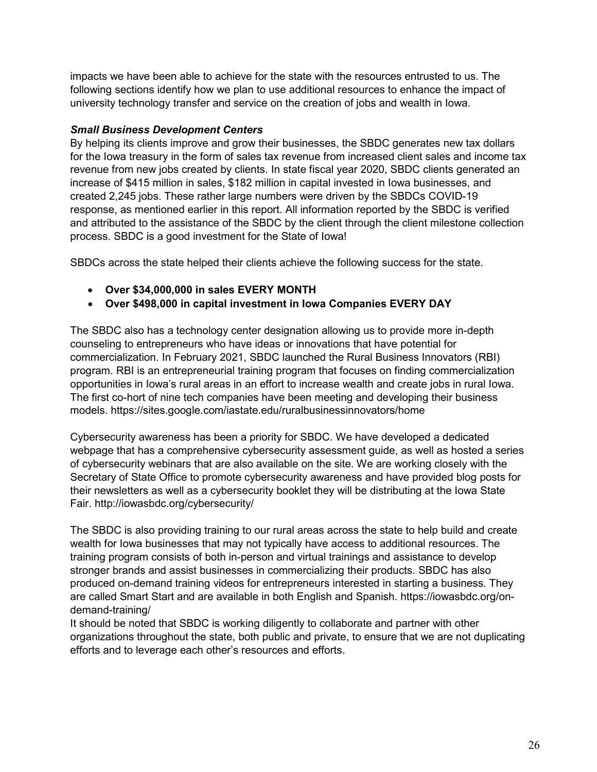impacts we have been able to achieve for the state with the resources entrusted to us. The following sections identify how we plan to use additional resources to enhance the impact of university technology transfer and service on the creation of jobs and wealth in Iowa.

***Small Business Development Centers***

By helping its clients improve and grow their businesses, the SBDC generates new tax dollars for the Iowa treasury in the form of sales tax revenue from increased client sales and income tax revenue from new jobs created by clients. In state fiscal year 2020, SBDC clients generated an increase of $415 million in sales, $182 million in capital invested in Iowa businesses, and created 2,245 jobs. These rather large numbers were driven by the SBDCs COVID-19 response, as mentioned earlier in this report. All information reported by the SBDC is verified and attributed to the assistance of the SBDC by the client through the client milestone collection process. SBDC is a good investment for the State of Iowa!

SBDCs across the state helped their clients achieve the following success for the state.

- **Over $34,000,000 in sales EVERY MONTH**
- **Over $498,000 in capital investment in Iowa Companies EVERY DAY**

The SBDC also has a technology center designation allowing us to provide more in-depth counseling to entrepreneurs who have ideas or innovations that have potential for commercialization. In February 2021, SBDC launched the Rural Business Innovators (RBI) program. RBI is an entrepreneurial training program that focuses on finding commercialization opportunities in Iowa's rural areas in an effort to increase wealth and create jobs in rural Iowa. The first co-hort of nine tech companies have been meeting and developing their business models. https://sites.google.com/iastate.edu/ruralbusinessinnovators/home

Cybersecurity awareness has been a priority for SBDC. We have developed a dedicated webpage that has a comprehensive cybersecurity assessment guide, as well as hosted a series of cybersecurity webinars that are also available on the site. We are working closely with the Secretary of State Office to promote cybersecurity awareness and have provided blog posts for their newsletters as well as a cybersecurity booklet they will be distributing at the Iowa State Fair. http://iowasbdc.org/cybersecurity/

The SBDC is also providing training to our rural areas across the state to help build and create wealth for Iowa businesses that may not typically have access to additional resources. The training program consists of both in-person and virtual trainings and assistance to develop stronger brands and assist businesses in commercializing their products. SBDC has also produced on-demand training videos for entrepreneurs interested in starting a business. They are called Smart Start and are available in both English and Spanish. https://iowasbdc.org/on-demand-training/

It should be noted that SBDC is working diligently to collaborate and partner with other organizations throughout the state, both public and private, to ensure that we are not duplicating efforts and to leverage each other's resources and efforts.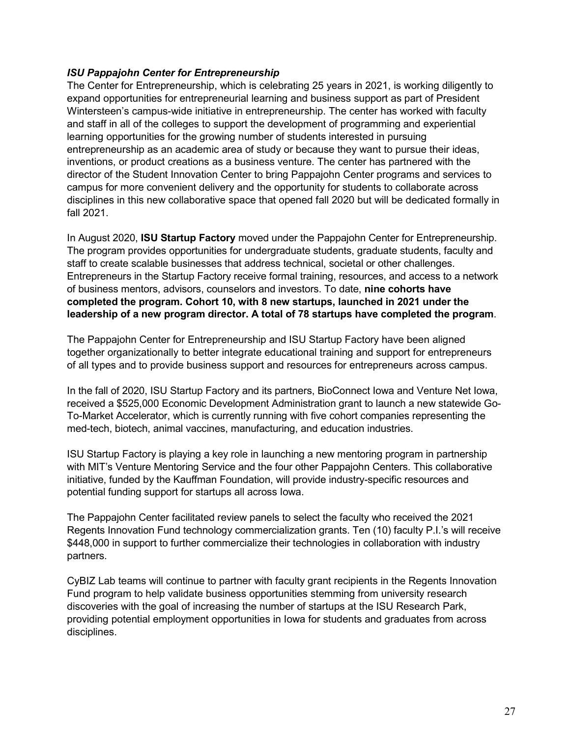***ISU Pappajohn Center for Entrepreneurship***

The Center for Entrepreneurship, which is celebrating 25 years in 2021, is working diligently to expand opportunities for entrepreneurial learning and business support as part of President Wintersteen's campus-wide initiative in entrepreneurship. The center has worked with faculty and staff in all of the colleges to support the development of programming and experiential learning opportunities for the growing number of students interested in pursuing entrepreneurship as an academic area of study or because they want to pursue their ideas, inventions, or product creations as a business venture. The center has partnered with the director of the Student Innovation Center to bring Pappajohn Center programs and services to campus for more convenient delivery and the opportunity for students to collaborate across disciplines in this new collaborative space that opened fall 2020 but will be dedicated formally in fall 2021.

In August 2020, **ISU Startup Factory** moved under the Pappajohn Center for Entrepreneurship. The program provides opportunities for undergraduate students, graduate students, faculty and staff to create scalable businesses that address technical, societal or other challenges. Entrepreneurs in the Startup Factory receive formal training, resources, and access to a network of business mentors, advisors, counselors and investors. To date, **nine cohorts have completed the program. Cohort 10, with 8 new startups, launched in 2021 under the leadership of a new program director. A total of 78 startups have completed the program**.

The Pappajohn Center for Entrepreneurship and ISU Startup Factory have been aligned together organizationally to better integrate educational training and support for entrepreneurs of all types and to provide business support and resources for entrepreneurs across campus.

In the fall of 2020, ISU Startup Factory and its partners, BioConnect Iowa and Venture Net Iowa, received a $525,000 Economic Development Administration grant to launch a new statewide Go-To-Market Accelerator, which is currently running with five cohort companies representing the med-tech, biotech, animal vaccines, manufacturing, and education industries.

ISU Startup Factory is playing a key role in launching a new mentoring program in partnership with MIT's Venture Mentoring Service and the four other Pappajohn Centers. This collaborative initiative, funded by the Kauffman Foundation, will provide industry-specific resources and potential funding support for startups all across Iowa.

The Pappajohn Center facilitated review panels to select the faculty who received the 2021 Regents Innovation Fund technology commercialization grants. Ten (10) faculty P.I.'s will receive $448,000 in support to further commercialize their technologies in collaboration with industry partners.

CyBIZ Lab teams will continue to partner with faculty grant recipients in the Regents Innovation Fund program to help validate business opportunities stemming from university research discoveries with the goal of increasing the number of startups at the ISU Research Park, providing potential employment opportunities in Iowa for students and graduates from across disciplines.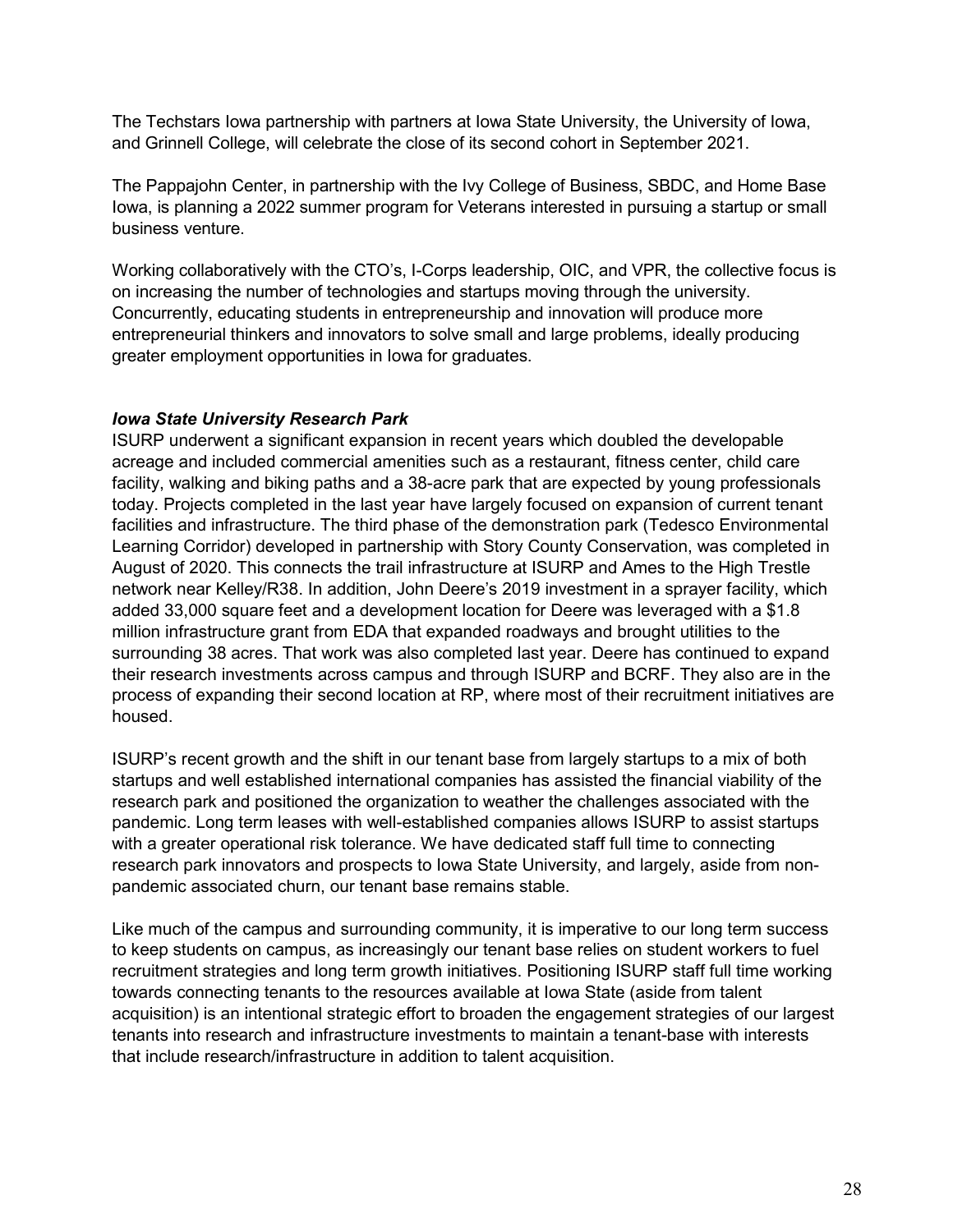The Techstars Iowa partnership with partners at Iowa State University, the University of Iowa, and Grinnell College, will celebrate the close of its second cohort in September 2021.

The Pappajohn Center, in partnership with the Ivy College of Business, SBDC, and Home Base Iowa, is planning a 2022 summer program for Veterans interested in pursuing a startup or small business venture.

Working collaboratively with the CTO's, I-Corps leadership, OIC, and VPR, the collective focus is on increasing the number of technologies and startups moving through the university. Concurrently, educating students in entrepreneurship and innovation will produce more entrepreneurial thinkers and innovators to solve small and large problems, ideally producing greater employment opportunities in Iowa for graduates.

***Iowa State University Research Park***

ISURP underwent a significant expansion in recent years which doubled the developable acreage and included commercial amenities such as a restaurant, fitness center, child care facility, walking and biking paths and a 38-acre park that are expected by young professionals today. Projects completed in the last year have largely focused on expansion of current tenant facilities and infrastructure. The third phase of the demonstration park (Tedesco Environmental Learning Corridor) developed in partnership with Story County Conservation, was completed in August of 2020. This connects the trail infrastructure at ISURP and Ames to the High Trestle network near Kelley/R38. In addition, John Deere's 2019 investment in a sprayer facility, which added 33,000 square feet and a development location for Deere was leveraged with a $1.8 million infrastructure grant from EDA that expanded roadways and brought utilities to the surrounding 38 acres. That work was also completed last year. Deere has continued to expand their research investments across campus and through ISURP and BCRF. They also are in the process of expanding their second location at RP, where most of their recruitment initiatives are housed.

ISURP's recent growth and the shift in our tenant base from largely startups to a mix of both startups and well established international companies has assisted the financial viability of the research park and positioned the organization to weather the challenges associated with the pandemic. Long term leases with well-established companies allows ISURP to assist startups with a greater operational risk tolerance. We have dedicated staff full time to connecting research park innovators and prospects to Iowa State University, and largely, aside from non-pandemic associated churn, our tenant base remains stable.

Like much of the campus and surrounding community, it is imperative to our long term success to keep students on campus, as increasingly our tenant base relies on student workers to fuel recruitment strategies and long term growth initiatives. Positioning ISURP staff full time working towards connecting tenants to the resources available at Iowa State (aside from talent acquisition) is an intentional strategic effort to broaden the engagement strategies of our largest tenants into research and infrastructure investments to maintain a tenant-base with interests that include research/infrastructure in addition to talent acquisition.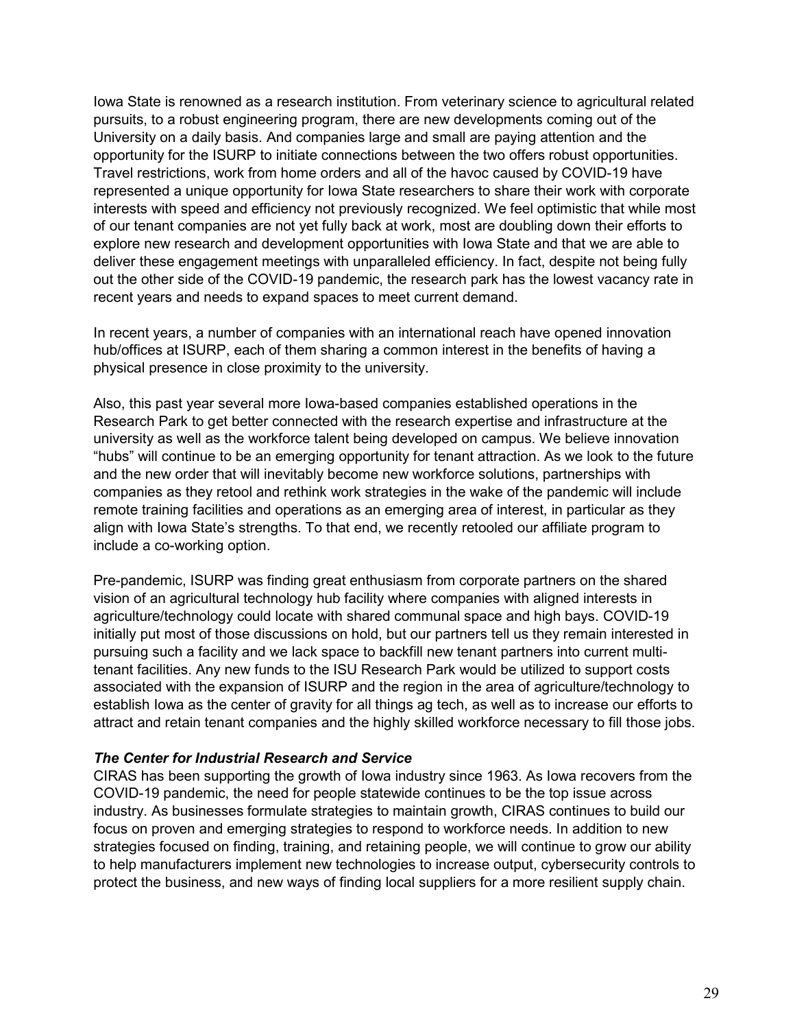Iowa State is renowned as a research institution. From veterinary science to agricultural related pursuits, to a robust engineering program, there are new developments coming out of the University on a daily basis. And companies large and small are paying attention and the opportunity for the ISURP to initiate connections between the two offers robust opportunities. Travel restrictions, work from home orders and all of the havoc caused by COVID-19 have represented a unique opportunity for Iowa State researchers to share their work with corporate interests with speed and efficiency not previously recognized. We feel optimistic that while most of our tenant companies are not yet fully back at work, most are doubling down their efforts to explore new research and development opportunities with Iowa State and that we are able to deliver these engagement meetings with unparalleled efficiency. In fact, despite not being fully out the other side of the COVID-19 pandemic, the research park has the lowest vacancy rate in recent years and needs to expand spaces to meet current demand.

In recent years, a number of companies with an international reach have opened innovation hub/offices at ISURP, each of them sharing a common interest in the benefits of having a physical presence in close proximity to the university.

Also, this past year several more Iowa-based companies established operations in the Research Park to get better connected with the research expertise and infrastructure at the university as well as the workforce talent being developed on campus. We believe innovation "hubs" will continue to be an emerging opportunity for tenant attraction. As we look to the future and the new order that will inevitably become new workforce solutions, partnerships with companies as they retool and rethink work strategies in the wake of the pandemic will include remote training facilities and operations as an emerging area of interest, in particular as they align with Iowa State's strengths. To that end, we recently retooled our affiliate program to include a co-working option.

Pre-pandemic, ISURP was finding great enthusiasm from corporate partners on the shared vision of an agricultural technology hub facility where companies with aligned interests in agriculture/technology could locate with shared communal space and high bays. COVID-19 initially put most of those discussions on hold, but our partners tell us they remain interested in pursuing such a facility and we lack space to backfill new tenant partners into current multi-tenant facilities. Any new funds to the ISU Research Park would be utilized to support costs associated with the expansion of ISURP and the region in the area of agriculture/technology to establish Iowa as the center of gravity for all things ag tech, as well as to increase our efforts to attract and retain tenant companies and the highly skilled workforce necessary to fill those jobs.

***The Center for Industrial Research and Service***

CIRAS has been supporting the growth of Iowa industry since 1963. As Iowa recovers from the COVID-19 pandemic, the need for people statewide continues to be the top issue across industry. As businesses formulate strategies to maintain growth, CIRAS continues to build our focus on proven and emerging strategies to respond to workforce needs. In addition to new strategies focused on finding, training, and retaining people, we will continue to grow our ability to help manufacturers implement new technologies to increase output, cybersecurity controls to protect the business, and new ways of finding local suppliers for a more resilient supply chain.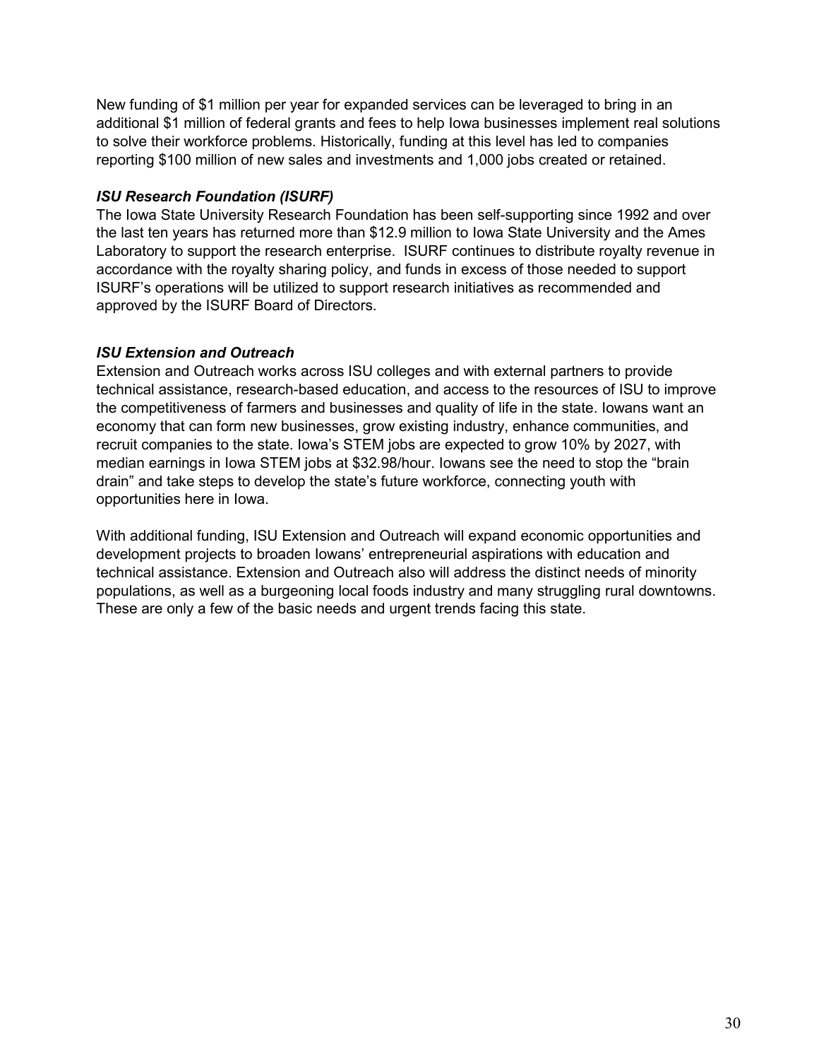New funding of $1 million per year for expanded services can be leveraged to bring in an additional $1 million of federal grants and fees to help Iowa businesses implement real solutions to solve their workforce problems. Historically, funding at this level has led to companies reporting $100 million of new sales and investments and 1,000 jobs created or retained.

***ISU Research Foundation (ISURF)***

The Iowa State University Research Foundation has been self-supporting since 1992 and over the last ten years has returned more than $12.9 million to Iowa State University and the Ames Laboratory to support the research enterprise. ISURF continues to distribute royalty revenue in accordance with the royalty sharing policy, and funds in excess of those needed to support ISURF's operations will be utilized to support research initiatives as recommended and approved by the ISURF Board of Directors.

***ISU Extension and Outreach***

Extension and Outreach works across ISU colleges and with external partners to provide technical assistance, research-based education, and access to the resources of ISU to improve the competitiveness of farmers and businesses and quality of life in the state. Iowans want an economy that can form new businesses, grow existing industry, enhance communities, and recruit companies to the state. Iowa's STEM jobs are expected to grow 10% by 2027, with median earnings in Iowa STEM jobs at $32.98/hour. Iowans see the need to stop the "brain drain" and take steps to develop the state's future workforce, connecting youth with opportunities here in Iowa.

With additional funding, ISU Extension and Outreach will expand economic opportunities and development projects to broaden Iowans' entrepreneurial aspirations with education and technical assistance. Extension and Outreach also will address the distinct needs of minority populations, as well as a burgeoning local foods industry and many struggling rural downtowns. These are only a few of the basic needs and urgent trends facing this state.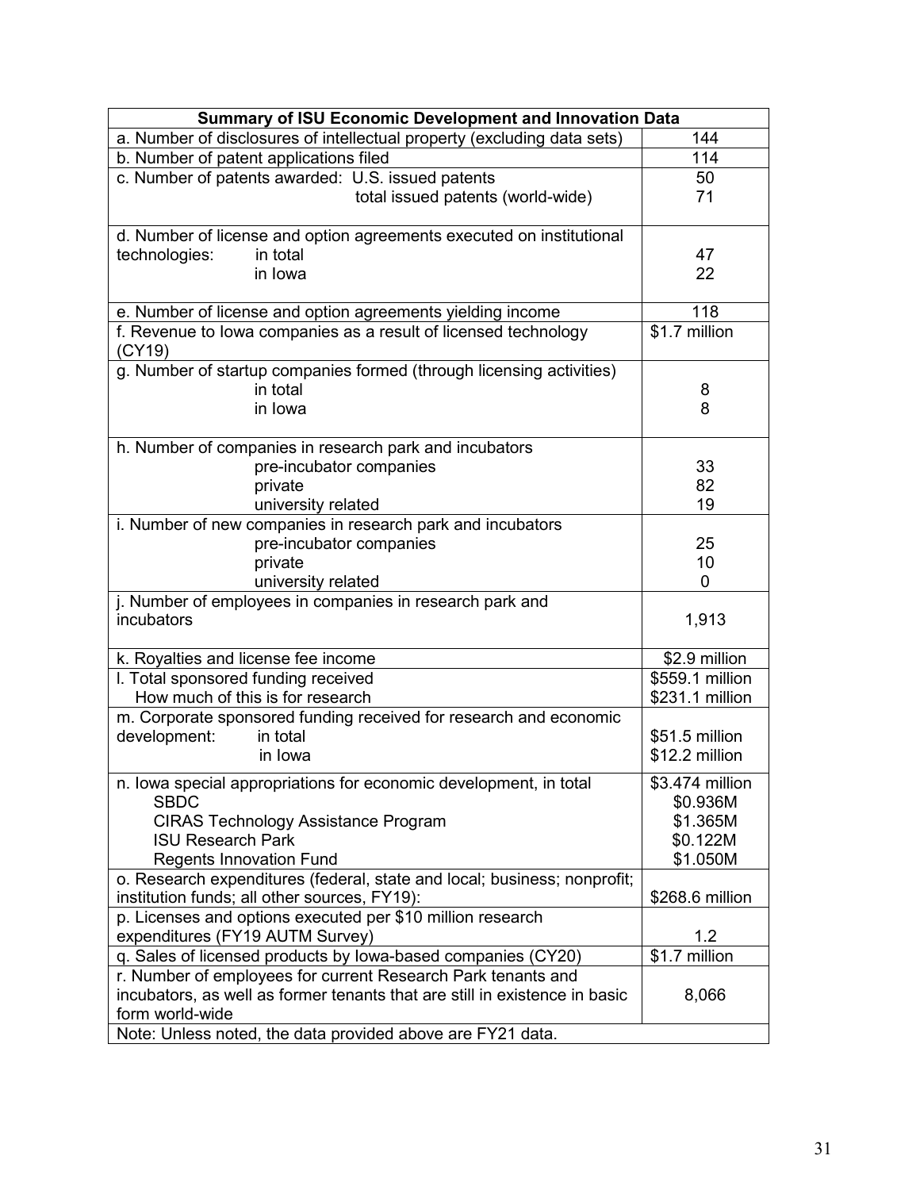| Summary of ISU Economic Development and Innovation Data | |
|---|---|
| a. Number of disclosures of intellectual property (excluding data sets) | 144 |
| b. Number of patent applications filed | 114 |
| c. Number of patents awarded: U.S. issued patents | 50 |
| total issued patents (world-wide) | 71 |
| d. Number of license and option agreements executed on institutional technologies: in total | 47 |
| in Iowa | 22 |
| e. Number of license and option agreements yielding income | 118 |
| f. Revenue to Iowa companies as a result of licensed technology (CY19) | $1.7 million |
| g. Number of startup companies formed (through licensing activities) in total | 8 |
| in Iowa | 8 |
| h. Number of companies in research park and incubators | |
| pre-incubator companies | 33 |
| private | 82 |
| university related | 19 |
| i. Number of new companies in research park and incubators | |
| pre-incubator companies | 25 |
| private | 10 |
| university related | 0 |
| j. Number of employees in companies in research park and incubators | 1,913 |
| k. Royalties and license fee income | $2.9 million |
| l. Total sponsored funding received | $559.1 million |
| How much of this is for research | $231.1 million |
| m. Corporate sponsored funding received for research and economic development: in total | $51.5 million |
| in Iowa | $12.2 million |
| n. Iowa special appropriations for economic development, in total | $3.474 million |
| SBDC | $0.936M |
| CIRAS Technology Assistance Program | $1.365M |
| ISU Research Park | $0.122M |
| Regents Innovation Fund | $1.050M |
| o. Research expenditures (federal, state and local; business; nonprofit; institution funds; all other sources, FY19): | $268.6 million |
| p. Licenses and options executed per $10 million research expenditures (FY19 AUTM Survey) | 1.2 |
| q. Sales of licensed products by Iowa-based companies (CY20) | $1.7 million |
| r. Number of employees for current Research Park tenants and incubators, as well as former tenants that are still in existence in basic form world-wide | 8,066 |
| Note: Unless noted, the data provided above are FY21 data. | |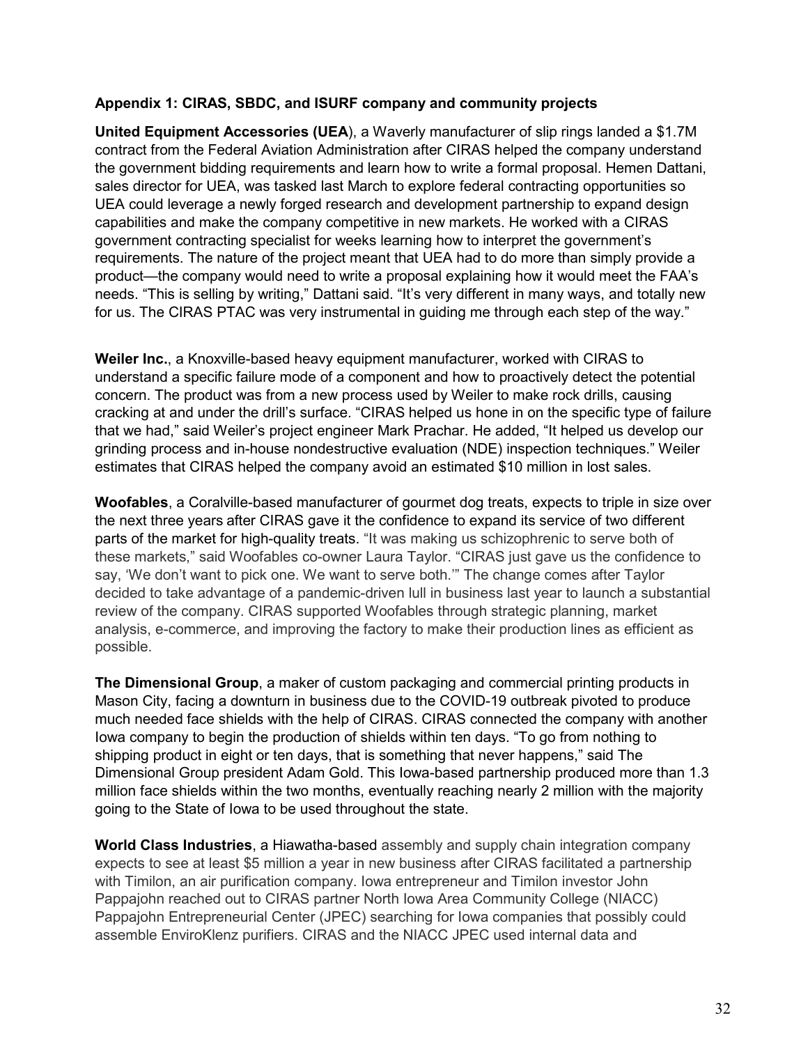**Appendix 1: CIRAS, SBDC, and ISURF company and community projects**

**United Equipment Accessories (UEA**), a Waverly manufacturer of slip rings landed a $1.7M contract from the Federal Aviation Administration after CIRAS helped the company understand the government bidding requirements and learn how to write a formal proposal. Hemen Dattani, sales director for UEA, was tasked last March to explore federal contracting opportunities so UEA could leverage a newly forged research and development partnership to expand design capabilities and make the company competitive in new markets. He worked with a CIRAS government contracting specialist for weeks learning how to interpret the government's requirements. The nature of the project meant that UEA had to do more than simply provide a product—the company would need to write a proposal explaining how it would meet the FAA's needs. "This is selling by writing," Dattani said. "It's very different in many ways, and totally new for us. The CIRAS PTAC was very instrumental in guiding me through each step of the way."

**Weiler Inc.**, a Knoxville-based heavy equipment manufacturer, worked with CIRAS to understand a specific failure mode of a component and how to proactively detect the potential concern. The product was from a new process used by Weiler to make rock drills, causing cracking at and under the drill's surface. "CIRAS helped us hone in on the specific type of failure that we had," said Weiler's project engineer Mark Prachar. He added, "It helped us develop our grinding process and in-house nondestructive evaluation (NDE) inspection techniques." Weiler estimates that CIRAS helped the company avoid an estimated $10 million in lost sales.

**Woofables**, a Coralville-based manufacturer of gourmet dog treats, expects to triple in size over the next three years after CIRAS gave it the confidence to expand its service of two different parts of the market for high-quality treats. "It was making us schizophrenic to serve both of these markets," said Woofables co-owner Laura Taylor. "CIRAS just gave us the confidence to say, 'We don't want to pick one. We want to serve both.'" The change comes after Taylor decided to take advantage of a pandemic-driven lull in business last year to launch a substantial review of the company. CIRAS supported Woofables through strategic planning, market analysis, e-commerce, and improving the factory to make their production lines as efficient as possible.

**The Dimensional Group**, a maker of custom packaging and commercial printing products in Mason City, facing a downturn in business due to the COVID-19 outbreak pivoted to produce much needed face shields with the help of CIRAS. CIRAS connected the company with another Iowa company to begin the production of shields within ten days. "To go from nothing to shipping product in eight or ten days, that is something that never happens," said The Dimensional Group president Adam Gold. This Iowa-based partnership produced more than 1.3 million face shields within the two months, eventually reaching nearly 2 million with the majority going to the State of Iowa to be used throughout the state.

**World Class Industries**, a Hiawatha-based assembly and supply chain integration company expects to see at least $5 million a year in new business after CIRAS facilitated a partnership with Timilon, an air purification company. Iowa entrepreneur and Timilon investor John Pappajohn reached out to CIRAS partner North Iowa Area Community College (NIACC) Pappajohn Entrepreneurial Center (JPEC) searching for Iowa companies that possibly could assemble EnviroKlenz purifiers. CIRAS and the NIACC JPEC used internal data and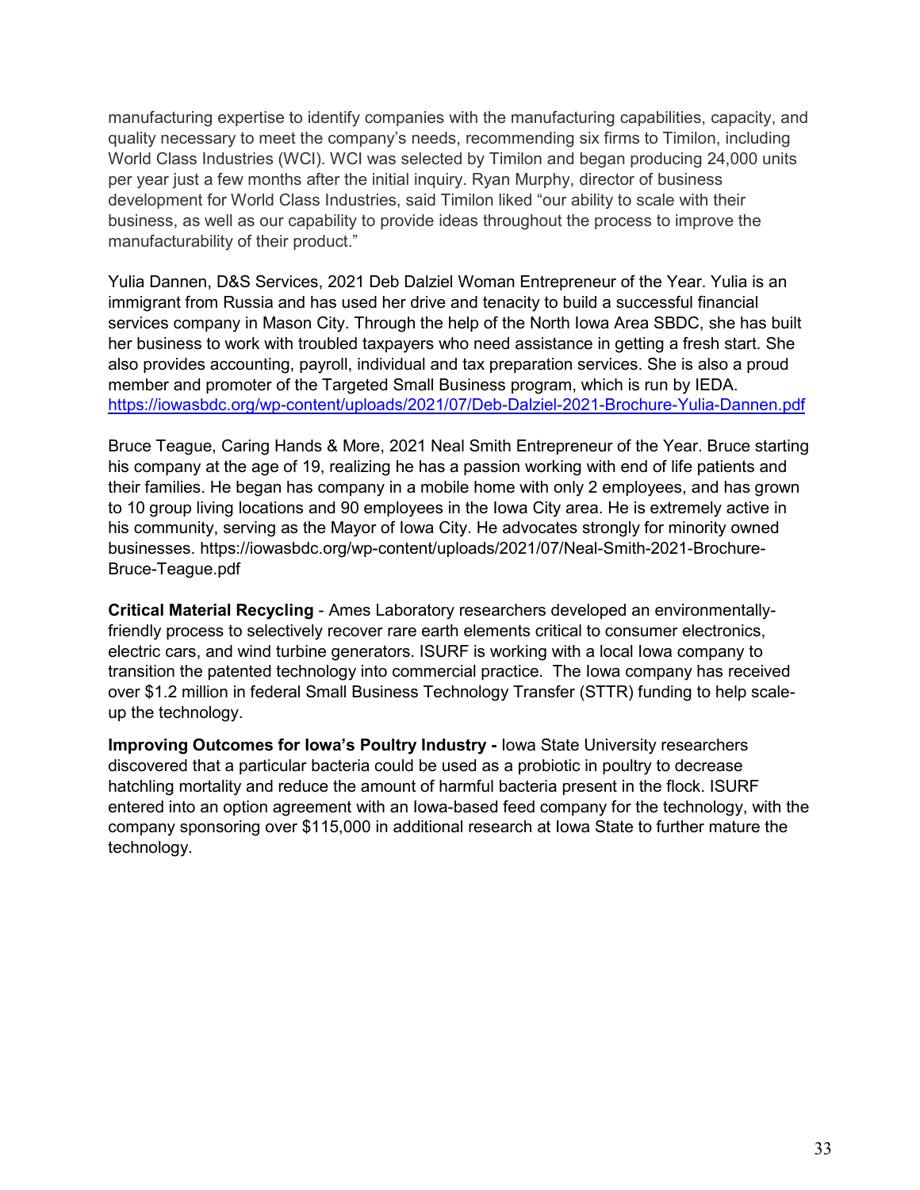manufacturing expertise to identify companies with the manufacturing capabilities, capacity, and quality necessary to meet the company's needs, recommending six firms to Timilon, including World Class Industries (WCI). WCI was selected by Timilon and began producing 24,000 units per year just a few months after the initial inquiry. Ryan Murphy, director of business development for World Class Industries, said Timilon liked "our ability to scale with their business, as well as our capability to provide ideas throughout the process to improve the manufacturability of their product."

Yulia Dannen, D&S Services, 2021 Deb Dalziel Woman Entrepreneur of the Year. Yulia is an immigrant from Russia and has used her drive and tenacity to build a successful financial services company in Mason City. Through the help of the North Iowa Area SBDC, she has built her business to work with troubled taxpayers who need assistance in getting a fresh start. She also provides accounting, payroll, individual and tax preparation services. She is also a proud member and promoter of the Targeted Small Business program, which is run by IEDA. https://iowasbdc.org/wp-content/uploads/2021/07/Deb-Dalziel-2021-Brochure-Yulia-Dannen.pdf

Bruce Teague, Caring Hands & More, 2021 Neal Smith Entrepreneur of the Year. Bruce starting his company at the age of 19, realizing he has a passion working with end of life patients and their families. He began has company in a mobile home with only 2 employees, and has grown to 10 group living locations and 90 employees in the Iowa City area. He is extremely active in his community, serving as the Mayor of Iowa City. He advocates strongly for minority owned businesses. https://iowasbdc.org/wp-content/uploads/2021/07/Neal-Smith-2021-Brochure-Bruce-Teague.pdf

**Critical Material Recycling** - Ames Laboratory researchers developed an environmentally-friendly process to selectively recover rare earth elements critical to consumer electronics, electric cars, and wind turbine generators. ISURF is working with a local Iowa company to transition the patented technology into commercial practice. The Iowa company has received over $1.2 million in federal Small Business Technology Transfer (STTR) funding to help scale-up the technology.

**Improving Outcomes for Iowa's Poultry Industry -** Iowa State University researchers discovered that a particular bacteria could be used as a probiotic in poultry to decrease hatchling mortality and reduce the amount of harmful bacteria present in the flock. ISURF entered into an option agreement with an Iowa-based feed company for the technology, with the company sponsoring over $115,000 in additional research at Iowa State to further mature the technology.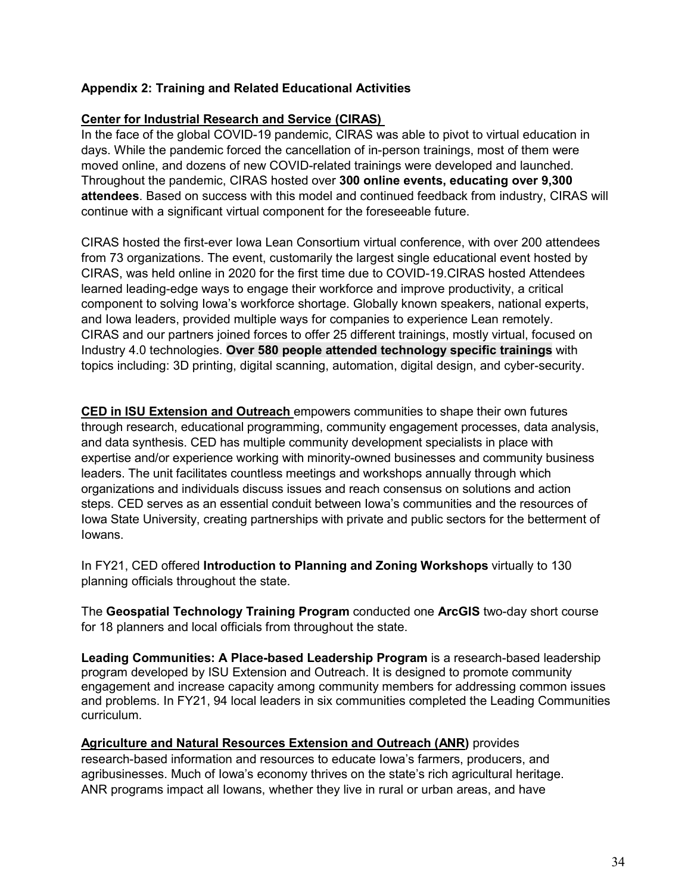### Appendix 2: Training and Related Educational Activities

**Center for Industrial Research and Service (CIRAS)**

In the face of the global COVID-19 pandemic, CIRAS was able to pivot to virtual education in days. While the pandemic forced the cancellation of in-person trainings, most of them were moved online, and dozens of new COVID-related trainings were developed and launched. Throughout the pandemic, CIRAS hosted over **300 online events, educating over 9,300 attendees**. Based on success with this model and continued feedback from industry, CIRAS will continue with a significant virtual component for the foreseeable future.

CIRAS hosted the first-ever Iowa Lean Consortium virtual conference, with over 200 attendees from 73 organizations. The event, customarily the largest single educational event hosted by CIRAS, was held online in 2020 for the first time due to COVID-19.CIRAS hosted Attendees learned leading-edge ways to engage their workforce and improve productivity, a critical component to solving Iowa's workforce shortage. Globally known speakers, national experts, and Iowa leaders, provided multiple ways for companies to experience Lean remotely. CIRAS and our partners joined forces to offer 25 different trainings, mostly virtual, focused on Industry 4.0 technologies. **Over 580 people attended technology specific trainings** with topics including: 3D printing, digital scanning, automation, digital design, and cyber-security.

**CED in ISU Extension and Outreach** empowers communities to shape their own futures through research, educational programming, community engagement processes, data analysis, and data synthesis. CED has multiple community development specialists in place with expertise and/or experience working with minority-owned businesses and community business leaders. The unit facilitates countless meetings and workshops annually through which organizations and individuals discuss issues and reach consensus on solutions and action steps. CED serves as an essential conduit between Iowa's communities and the resources of Iowa State University, creating partnerships with private and public sectors for the betterment of Iowans.

In FY21, CED offered **Introduction to Planning and Zoning Workshops** virtually to 130 planning officials throughout the state.

The **Geospatial Technology Training Program** conducted one **ArcGIS** two-day short course for 18 planners and local officials from throughout the state.

**Leading Communities: A Place-based Leadership Program** is a research-based leadership program developed by ISU Extension and Outreach. It is designed to promote community engagement and increase capacity among community members for addressing common issues and problems. In FY21, 94 local leaders in six communities completed the Leading Communities curriculum.

**Agriculture and Natural Resources Extension and Outreach (ANR)** provides research-based information and resources to educate Iowa's farmers, producers, and agribusinesses. Much of Iowa's economy thrives on the state's rich agricultural heritage. ANR programs impact all Iowans, whether they live in rural or urban areas, and have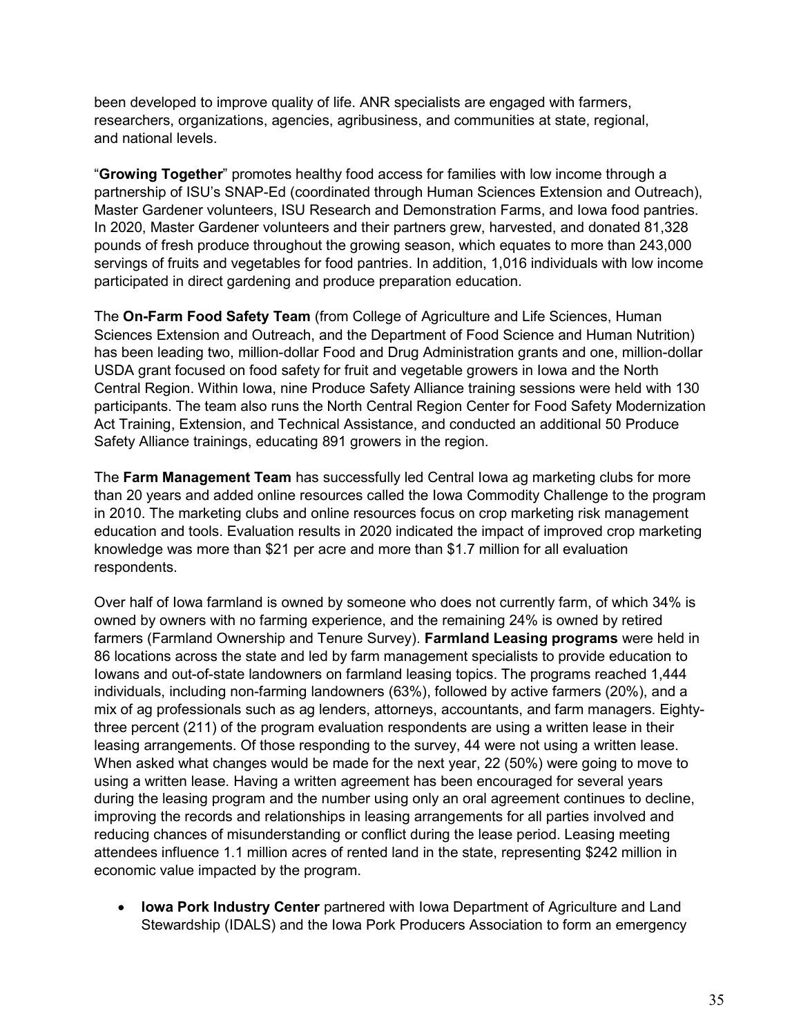been developed to improve quality of life. ANR specialists are engaged with farmers, researchers, organizations, agencies, agribusiness, and communities at state, regional, and national levels.

“**Growing Together**” promotes healthy food access for families with low income through a partnership of ISU’s SNAP-Ed (coordinated through Human Sciences Extension and Outreach), Master Gardener volunteers, ISU Research and Demonstration Farms, and Iowa food pantries. In 2020, Master Gardener volunteers and their partners grew, harvested, and donated 81,328 pounds of fresh produce throughout the growing season, which equates to more than 243,000 servings of fruits and vegetables for food pantries. In addition, 1,016 individuals with low income participated in direct gardening and produce preparation education.

The **On-Farm Food Safety Team** (from College of Agriculture and Life Sciences, Human Sciences Extension and Outreach, and the Department of Food Science and Human Nutrition) has been leading two, million-dollar Food and Drug Administration grants and one, million-dollar USDA grant focused on food safety for fruit and vegetable growers in Iowa and the North Central Region. Within Iowa, nine Produce Safety Alliance training sessions were held with 130 participants. The team also runs the North Central Region Center for Food Safety Modernization Act Training, Extension, and Technical Assistance, and conducted an additional 50 Produce Safety Alliance trainings, educating 891 growers in the region.

The **Farm Management Team** has successfully led Central Iowa ag marketing clubs for more than 20 years and added online resources called the Iowa Commodity Challenge to the program in 2010. The marketing clubs and online resources focus on crop marketing risk management education and tools. Evaluation results in 2020 indicated the impact of improved crop marketing knowledge was more than $21 per acre and more than $1.7 million for all evaluation respondents.

Over half of Iowa farmland is owned by someone who does not currently farm, of which 34% is owned by owners with no farming experience, and the remaining 24% is owned by retired farmers (Farmland Ownership and Tenure Survey). **Farmland Leasing programs** were held in 86 locations across the state and led by farm management specialists to provide education to Iowans and out-of-state landowners on farmland leasing topics. The programs reached 1,444 individuals, including non-farming landowners (63%), followed by active farmers (20%), and a mix of ag professionals such as ag lenders, attorneys, accountants, and farm managers. Eighty-three percent (211) of the program evaluation respondents are using a written lease in their leasing arrangements. Of those responding to the survey, 44 were not using a written lease. When asked what changes would be made for the next year, 22 (50%) were going to move to using a written lease. Having a written agreement has been encouraged for several years during the leasing program and the number using only an oral agreement continues to decline, improving the records and relationships in leasing arrangements for all parties involved and reducing chances of misunderstanding or conflict during the lease period. Leasing meeting attendees influence 1.1 million acres of rented land in the state, representing $242 million in economic value impacted by the program.

- **Iowa Pork Industry Center** partnered with Iowa Department of Agriculture and Land Stewardship (IDALS) and the Iowa Pork Producers Association to form an emergency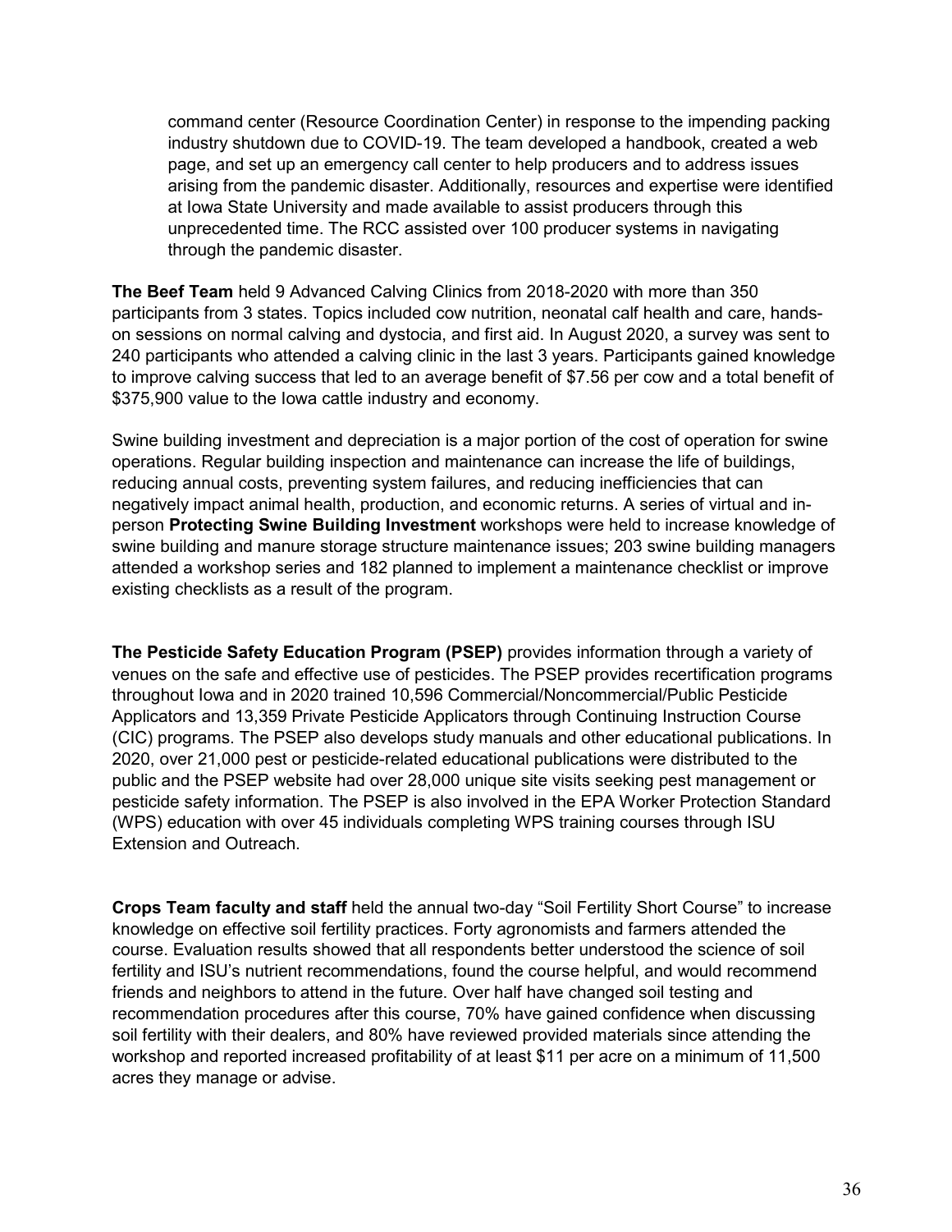command center (Resource Coordination Center) in response to the impending packing industry shutdown due to COVID-19. The team developed a handbook, created a web page, and set up an emergency call center to help producers and to address issues arising from the pandemic disaster. Additionally, resources and expertise were identified at Iowa State University and made available to assist producers through this unprecedented time. The RCC assisted over 100 producer systems in navigating through the pandemic disaster.

**The Beef Team** held 9 Advanced Calving Clinics from 2018-2020 with more than 350 participants from 3 states. Topics included cow nutrition, neonatal calf health and care, hands-on sessions on normal calving and dystocia, and first aid. In August 2020, a survey was sent to 240 participants who attended a calving clinic in the last 3 years. Participants gained knowledge to improve calving success that led to an average benefit of $7.56 per cow and a total benefit of $375,900 value to the Iowa cattle industry and economy.

Swine building investment and depreciation is a major portion of the cost of operation for swine operations. Regular building inspection and maintenance can increase the life of buildings, reducing annual costs, preventing system failures, and reducing inefficiencies that can negatively impact animal health, production, and economic returns. A series of virtual and in-person **Protecting Swine Building Investment** workshops were held to increase knowledge of swine building and manure storage structure maintenance issues; 203 swine building managers attended a workshop series and 182 planned to implement a maintenance checklist or improve existing checklists as a result of the program.

**The Pesticide Safety Education Program (PSEP)** provides information through a variety of venues on the safe and effective use of pesticides. The PSEP provides recertification programs throughout Iowa and in 2020 trained 10,596 Commercial/Noncommercial/Public Pesticide Applicators and 13,359 Private Pesticide Applicators through Continuing Instruction Course (CIC) programs. The PSEP also develops study manuals and other educational publications. In 2020, over 21,000 pest or pesticide-related educational publications were distributed to the public and the PSEP website had over 28,000 unique site visits seeking pest management or pesticide safety information. The PSEP is also involved in the EPA Worker Protection Standard (WPS) education with over 45 individuals completing WPS training courses through ISU Extension and Outreach.

**Crops Team faculty and staff** held the annual two-day "Soil Fertility Short Course" to increase knowledge on effective soil fertility practices. Forty agronomists and farmers attended the course. Evaluation results showed that all respondents better understood the science of soil fertility and ISU's nutrient recommendations, found the course helpful, and would recommend friends and neighbors to attend in the future. Over half have changed soil testing and recommendation procedures after this course, 70% have gained confidence when discussing soil fertility with their dealers, and 80% have reviewed provided materials since attending the workshop and reported increased profitability of at least $11 per acre on a minimum of 11,500 acres they manage or advise.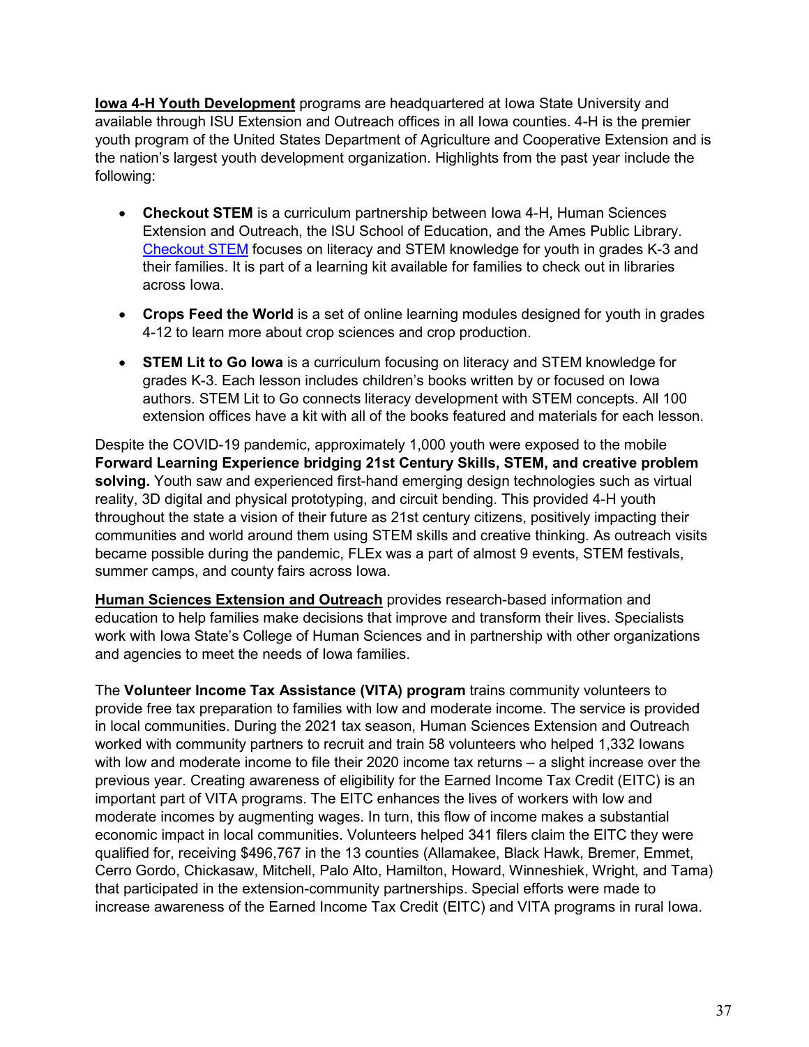**Iowa 4-H Youth Development** programs are headquartered at Iowa State University and available through ISU Extension and Outreach offices in all Iowa counties. 4-H is the premier youth program of the United States Department of Agriculture and Cooperative Extension and is the nation's largest youth development organization. Highlights from the past year include the following:

- **Checkout STEM** is a curriculum partnership between Iowa 4-H, Human Sciences Extension and Outreach, the ISU School of Education, and the Ames Public Library. Checkout STEM focuses on literacy and STEM knowledge for youth in grades K-3 and their families. It is part of a learning kit available for families to check out in libraries across Iowa.

- **Crops Feed the World** is a set of online learning modules designed for youth in grades 4-12 to learn more about crop sciences and crop production.

- **STEM Lit to Go Iowa** is a curriculum focusing on literacy and STEM knowledge for grades K-3. Each lesson includes children's books written by or focused on Iowa authors. STEM Lit to Go connects literacy development with STEM concepts. All 100 extension offices have a kit with all of the books featured and materials for each lesson.

Despite the COVID-19 pandemic, approximately 1,000 youth were exposed to the mobile **Forward Learning Experience bridging 21st Century Skills, STEM, and creative problem solving.** Youth saw and experienced first-hand emerging design technologies such as virtual reality, 3D digital and physical prototyping, and circuit bending. This provided 4-H youth throughout the state a vision of their future as 21st century citizens, positively impacting their communities and world around them using STEM skills and creative thinking. As outreach visits became possible during the pandemic, FLEx was a part of almost 9 events, STEM festivals, summer camps, and county fairs across Iowa.

**Human Sciences Extension and Outreach** provides research-based information and education to help families make decisions that improve and transform their lives. Specialists work with Iowa State's College of Human Sciences and in partnership with other organizations and agencies to meet the needs of Iowa families.

The **Volunteer Income Tax Assistance (VITA) program** trains community volunteers to provide free tax preparation to families with low and moderate income. The service is provided in local communities. During the 2021 tax season, Human Sciences Extension and Outreach worked with community partners to recruit and train 58 volunteers who helped 1,332 Iowans with low and moderate income to file their 2020 income tax returns – a slight increase over the previous year. Creating awareness of eligibility for the Earned Income Tax Credit (EITC) is an important part of VITA programs. The EITC enhances the lives of workers with low and moderate incomes by augmenting wages. In turn, this flow of income makes a substantial economic impact in local communities. Volunteers helped 341 filers claim the EITC they were qualified for, receiving $496,767 in the 13 counties (Allamakee, Black Hawk, Bremer, Emmet, Cerro Gordo, Chickasaw, Mitchell, Palo Alto, Hamilton, Howard, Winneshiek, Wright, and Tama) that participated in the extension-community partnerships. Special efforts were made to increase awareness of the Earned Income Tax Credit (EITC) and VITA programs in rural Iowa.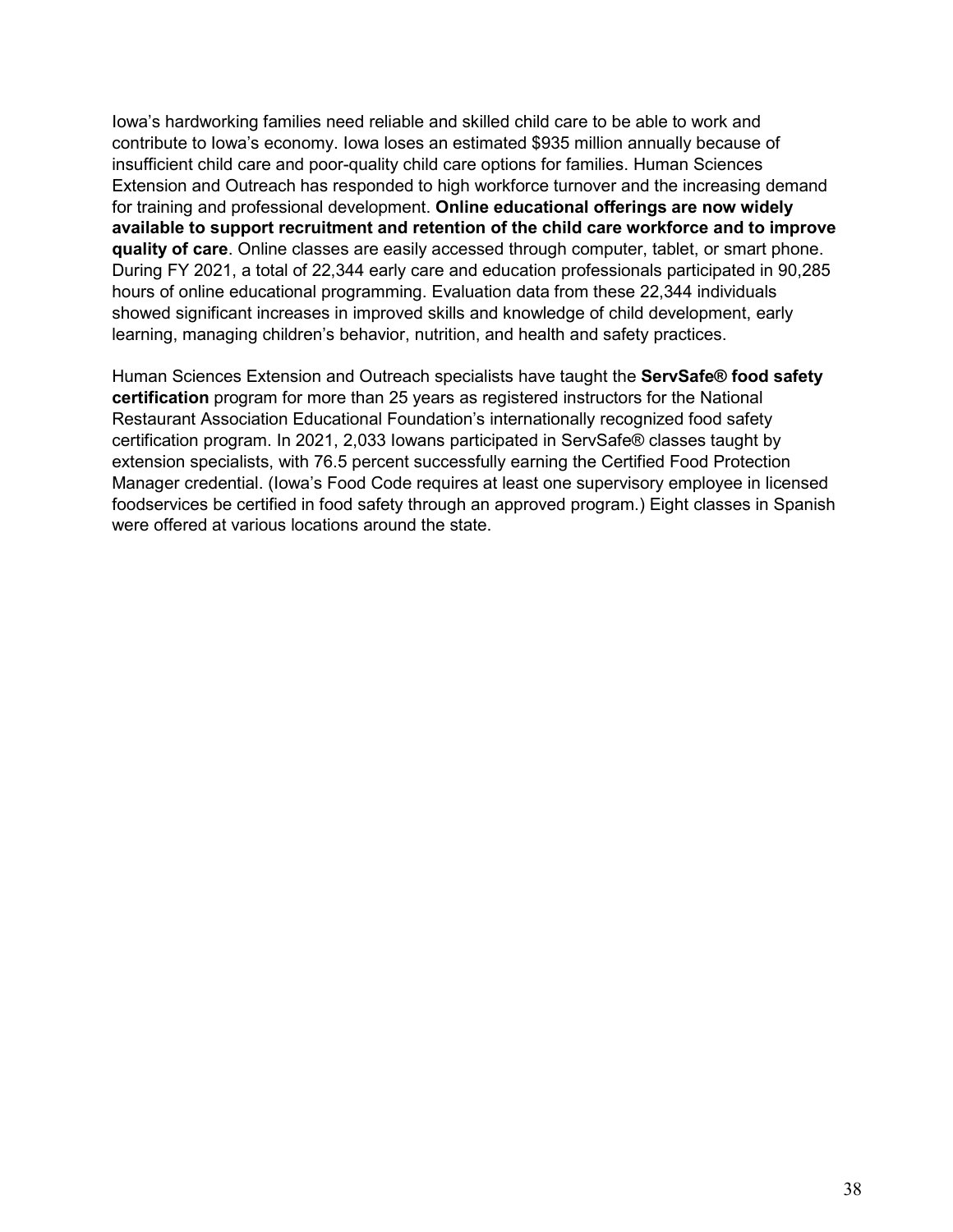Iowa's hardworking families need reliable and skilled child care to be able to work and contribute to Iowa's economy. Iowa loses an estimated $935 million annually because of insufficient child care and poor-quality child care options for families. Human Sciences Extension and Outreach has responded to high workforce turnover and the increasing demand for training and professional development. **Online educational offerings are now widely available to support recruitment and retention of the child care workforce and to improve quality of care**. Online classes are easily accessed through computer, tablet, or smart phone. During FY 2021, a total of 22,344 early care and education professionals participated in 90,285 hours of online educational programming. Evaluation data from these 22,344 individuals showed significant increases in improved skills and knowledge of child development, early learning, managing children's behavior, nutrition, and health and safety practices.

Human Sciences Extension and Outreach specialists have taught the **ServSafe® food safety certification** program for more than 25 years as registered instructors for the National Restaurant Association Educational Foundation's internationally recognized food safety certification program. In 2021, 2,033 Iowans participated in ServSafe® classes taught by extension specialists, with 76.5 percent successfully earning the Certified Food Protection Manager credential. (Iowa's Food Code requires at least one supervisory employee in licensed foodservices be certified in food safety through an approved program.) Eight classes in Spanish were offered at various locations around the state.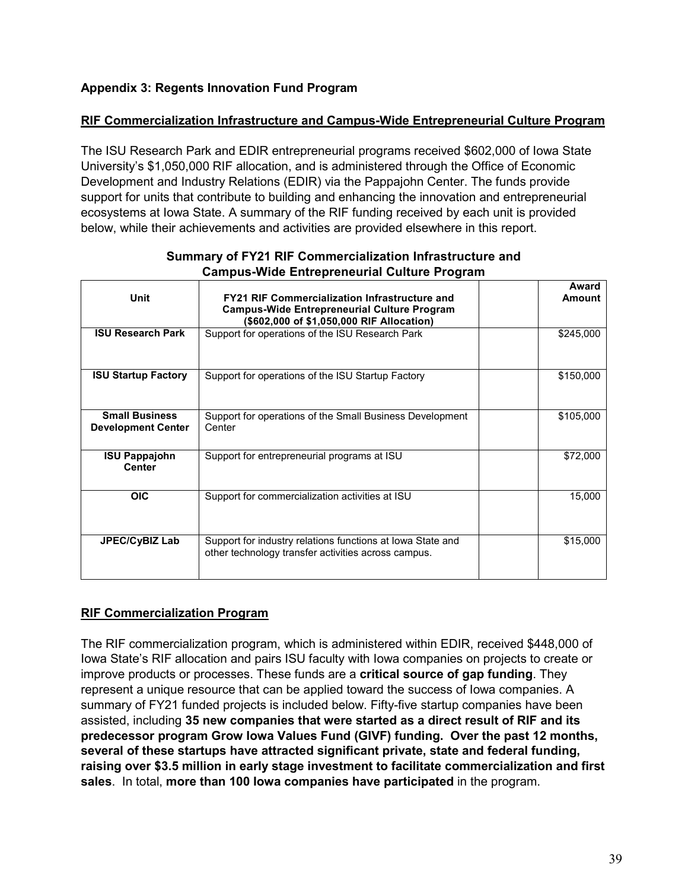**Appendix 3: Regents Innovation Fund Program**

**RIF Commercialization Infrastructure and Campus-Wide Entrepreneurial Culture Program**

The ISU Research Park and EDIR entrepreneurial programs received $602,000 of Iowa State University's $1,050,000 RIF allocation, and is administered through the Office of Economic Development and Industry Relations (EDIR) via the Pappajohn Center. The funds provide support for units that contribute to building and enhancing the innovation and entrepreneurial ecosystems at Iowa State. A summary of the RIF funding received by each unit is provided below, while their achievements and activities are provided elsewhere in this report.

**Summary of FY21 RIF Commercialization Infrastructure and Campus-Wide Entrepreneurial Culture Program**

| Unit | FY21 RIF Commercialization Infrastructure and Campus-Wide Entrepreneurial Culture Program ($602,000 of $1,050,000 RIF Allocation) | | Award Amount |
|---|---|---|---|
| **ISU Research Park** | Support for operations of the ISU Research Park | | $245,000 |
| **ISU Startup Factory** | Support for operations of the ISU Startup Factory | | $150,000 |
| **Small Business Development Center** | Support for operations of the Small Business Development Center | | $105,000 |
| **ISU Pappajohn Center** | Support for entrepreneurial programs at ISU | | $72,000 |
| **OIC** | Support for commercialization activities at ISU | | 15,000 |
| **JPEC/CyBIZ Lab** | Support for industry relations functions at Iowa State and other technology transfer activities across campus. | | $15,000 |

**RIF Commercialization Program**

The RIF commercialization program, which is administered within EDIR, received $448,000 of Iowa State's RIF allocation and pairs ISU faculty with Iowa companies on projects to create or improve products or processes. These funds are a **critical source of gap funding**. They represent a unique resource that can be applied toward the success of Iowa companies. A summary of FY21 funded projects is included below. Fifty-five startup companies have been assisted, including **35 new companies that were started as a direct result of RIF and its predecessor program Grow Iowa Values Fund (GIVF) funding. Over the past 12 months, several of these startups have attracted significant private, state and federal funding, raising over $3.5 million in early stage investment to facilitate commercialization and first sales**. In total, **more than 100 Iowa companies have participated** in the program.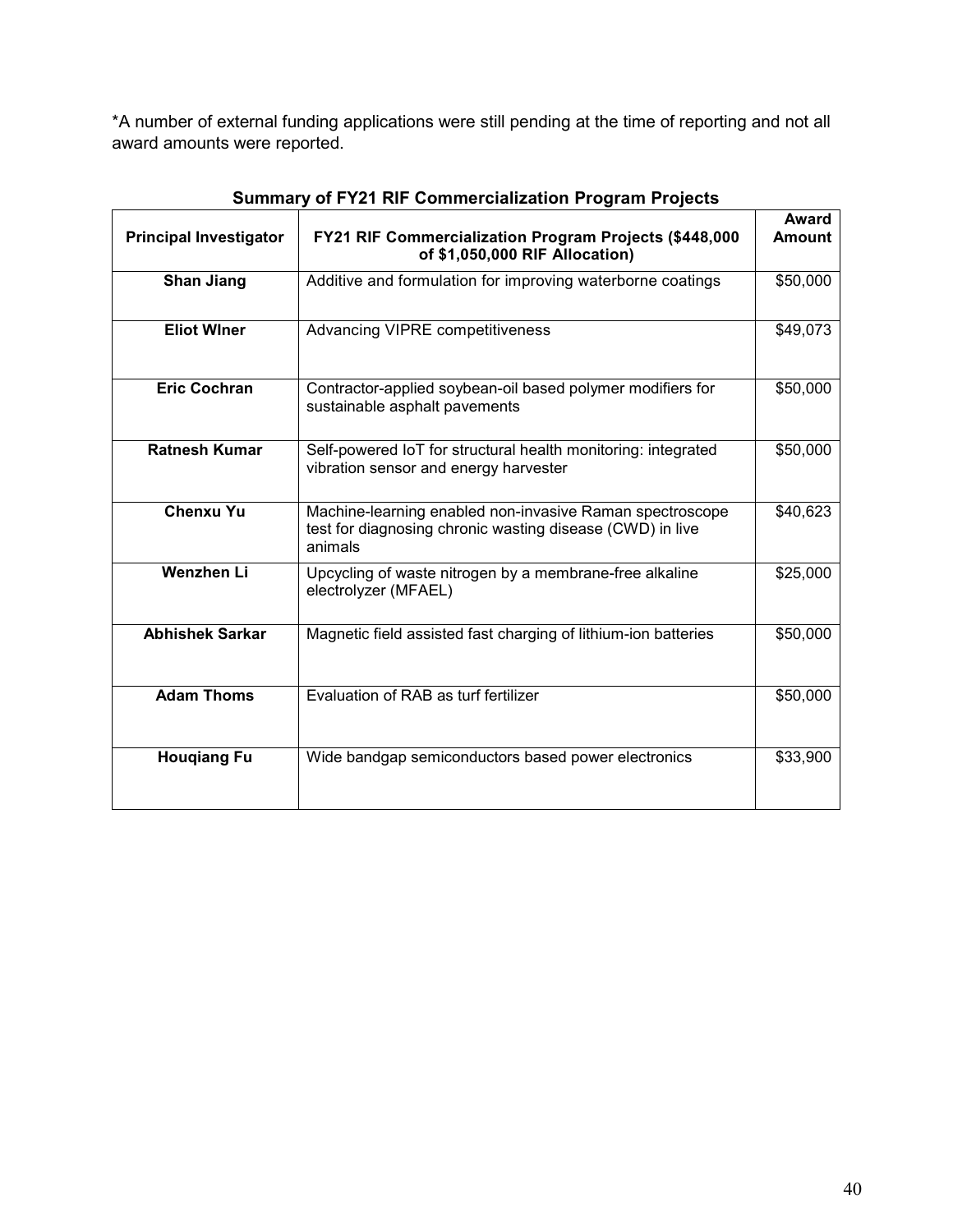*A number of external funding applications were still pending at the time of reporting and not all award amounts were reported.

**Summary of FY21 RIF Commercialization Program Projects**

| Principal Investigator | FY21 RIF Commercialization Program Projects ($448,000 of $1,050,000 RIF Allocation) | Award Amount |
|---|---|---|
| **Shan Jiang** | Additive and formulation for improving waterborne coatings | $50,000 |
| **Eliot WIner** | Advancing VIPRE competitiveness | $49,073 |
| **Eric Cochran** | Contractor-applied soybean-oil based polymer modifiers for sustainable asphalt pavements | $50,000 |
| **Ratnesh Kumar** | Self-powered IoT for structural health monitoring: integrated vibration sensor and energy harvester | $50,000 |
| **Chenxu Yu** | Machine-learning enabled non-invasive Raman spectroscope test for diagnosing chronic wasting disease (CWD) in live animals | $40,623 |
| **Wenzhen Li** | Upcycling of waste nitrogen by a membrane-free alkaline electrolyzer (MFAEL) | $25,000 |
| **Abhishek Sarkar** | Magnetic field assisted fast charging of lithium-ion batteries | $50,000 |
| **Adam Thoms** | Evaluation of RAB as turf fertilizer | $50,000 |
| **Houqiang Fu** | Wide bandgap semiconductors based power electronics | $33,900 |